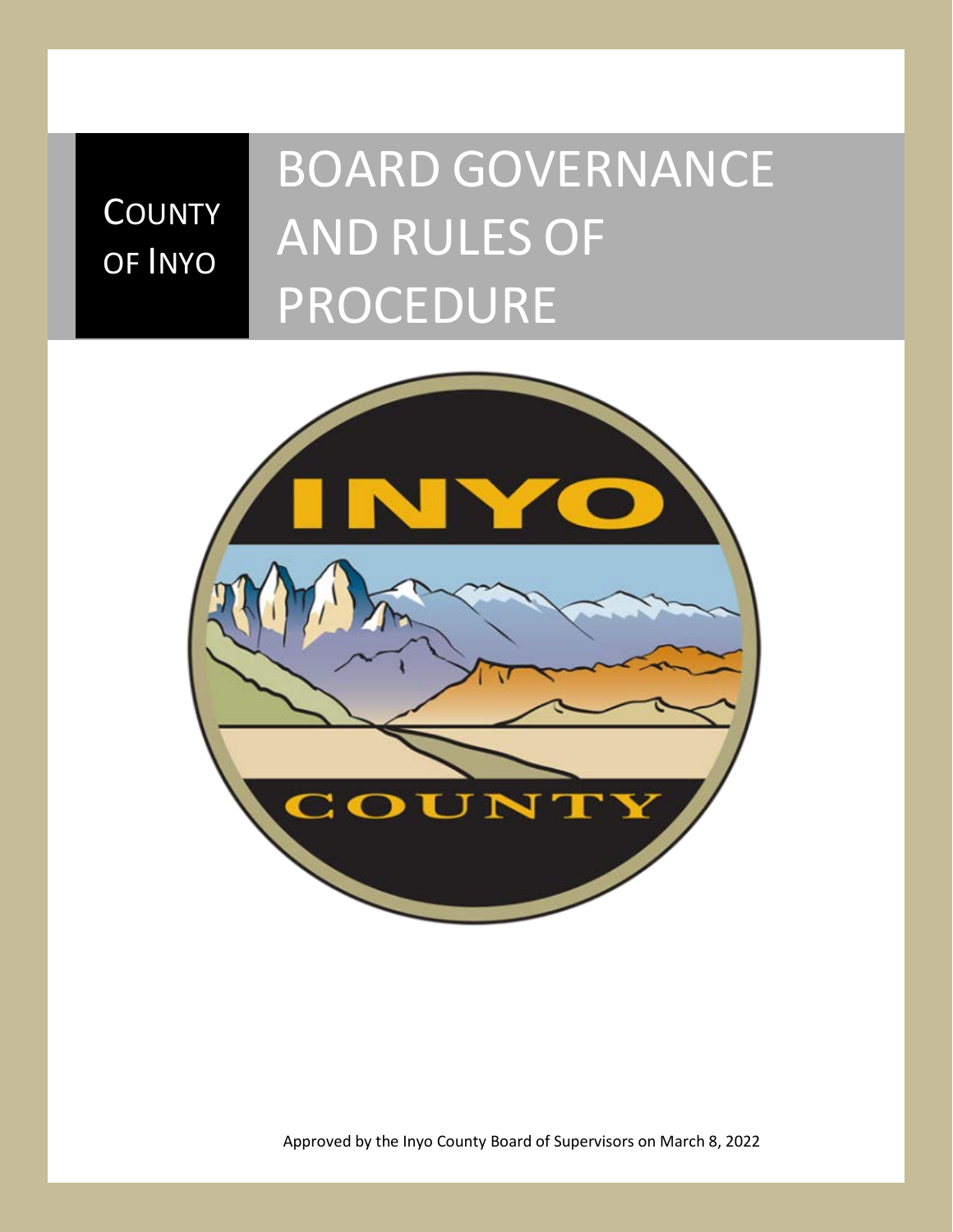COUNTY OF INYO

# BOARD GOVERNANCE AND RULES OF PROCEDURE

Approved by the Inyo County Board of Supervisors on March 8, 2022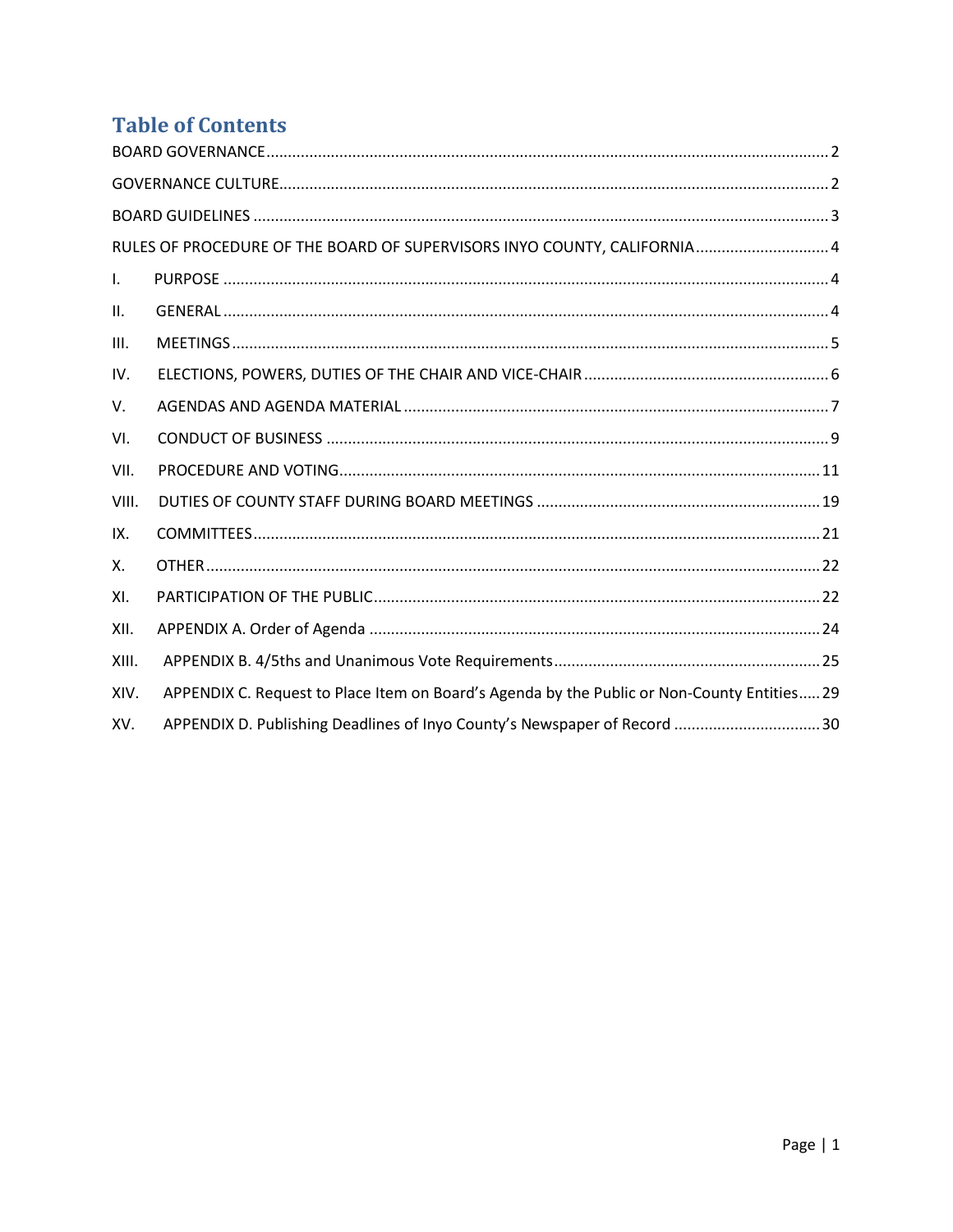# Table of Contents

BOARD GOVERNANCE ..... 2

GOVERNANCE CULTURE ..... 2

BOARD GUIDELINES ..... 3

RULES OF PROCEDURE OF THE BOARD OF SUPERVISORS INYO COUNTY, CALIFORNIA ..... 4

I. PURPOSE ..... 4

II. GENERAL ..... 4

III. MEETINGS ..... 5

IV. ELECTIONS, POWERS, DUTIES OF THE CHAIR AND VICE-CHAIR ..... 6

V. AGENDAS AND AGENDA MATERIAL ..... 7

VI. CONDUCT OF BUSINESS ..... 9

VII. PROCEDURE AND VOTING ..... 11

VIII. DUTIES OF COUNTY STAFF DURING BOARD MEETINGS ..... 19

IX. COMMITTEES ..... 21

X. OTHER ..... 22

XI. PARTICIPATION OF THE PUBLIC ..... 22

XII. APPENDIX A. Order of Agenda ..... 24

XIII. APPENDIX B. 4/5ths and Unanimous Vote Requirements ..... 25

XIV. APPENDIX C. Request to Place Item on Board's Agenda by the Public or Non-County Entities ..... 29

XV. APPENDIX D. Publishing Deadlines of Inyo County's Newspaper of Record ..... 30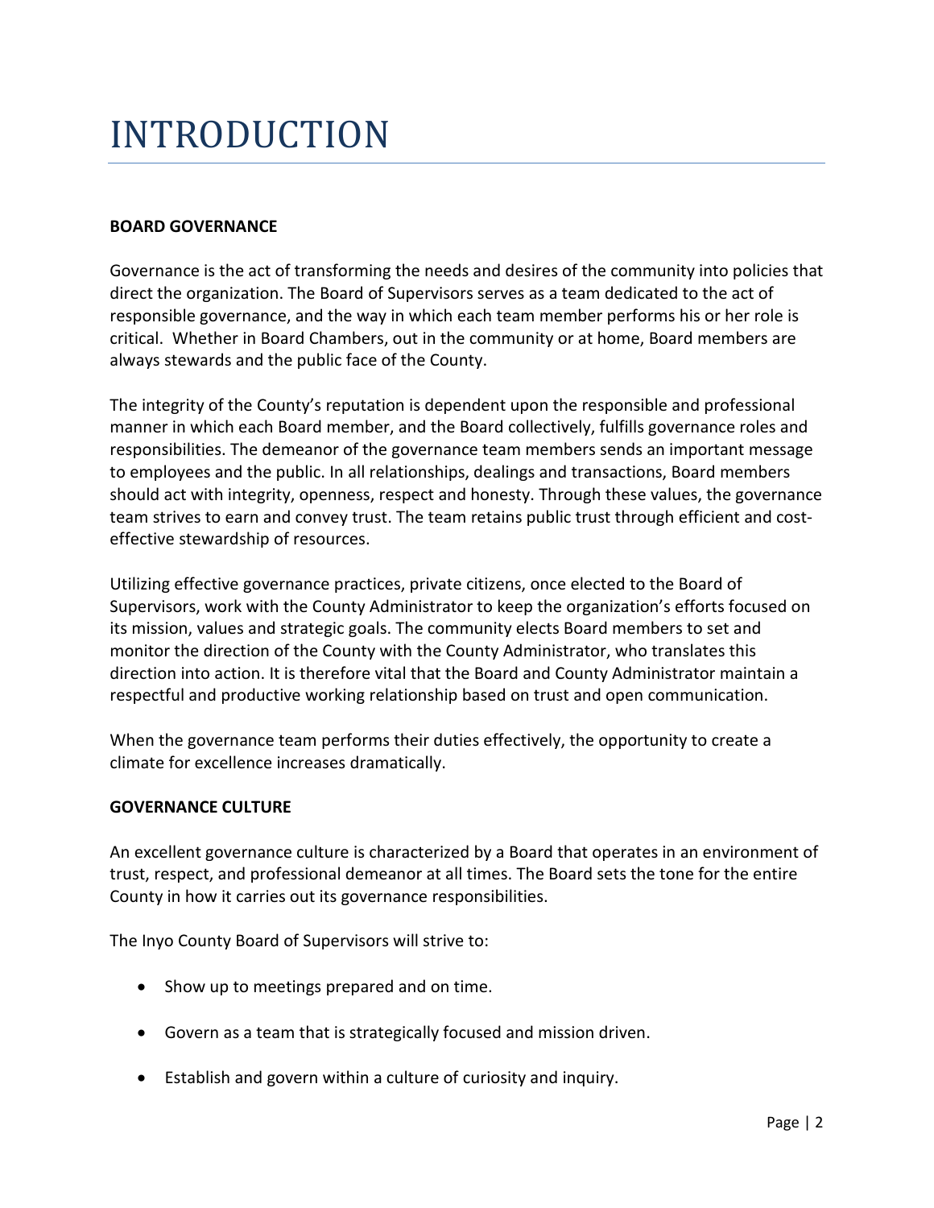# INTRODUCTION

**BOARD GOVERNANCE**

Governance is the act of transforming the needs and desires of the community into policies that direct the organization. The Board of Supervisors serves as a team dedicated to the act of responsible governance, and the way in which each team member performs his or her role is critical. Whether in Board Chambers, out in the community or at home, Board members are always stewards and the public face of the County.

The integrity of the County's reputation is dependent upon the responsible and professional manner in which each Board member, and the Board collectively, fulfills governance roles and responsibilities. The demeanor of the governance team members sends an important message to employees and the public. In all relationships, dealings and transactions, Board members should act with integrity, openness, respect and honesty. Through these values, the governance team strives to earn and convey trust. The team retains public trust through efficient and cost-effective stewardship of resources.

Utilizing effective governance practices, private citizens, once elected to the Board of Supervisors, work with the County Administrator to keep the organization's efforts focused on its mission, values and strategic goals. The community elects Board members to set and monitor the direction of the County with the County Administrator, who translates this direction into action. It is therefore vital that the Board and County Administrator maintain a respectful and productive working relationship based on trust and open communication.

When the governance team performs their duties effectively, the opportunity to create a climate for excellence increases dramatically.

**GOVERNANCE CULTURE**

An excellent governance culture is characterized by a Board that operates in an environment of trust, respect, and professional demeanor at all times. The Board sets the tone for the entire County in how it carries out its governance responsibilities.

The Inyo County Board of Supervisors will strive to:

- Show up to meetings prepared and on time.
- Govern as a team that is strategically focused and mission driven.
- Establish and govern within a culture of curiosity and inquiry.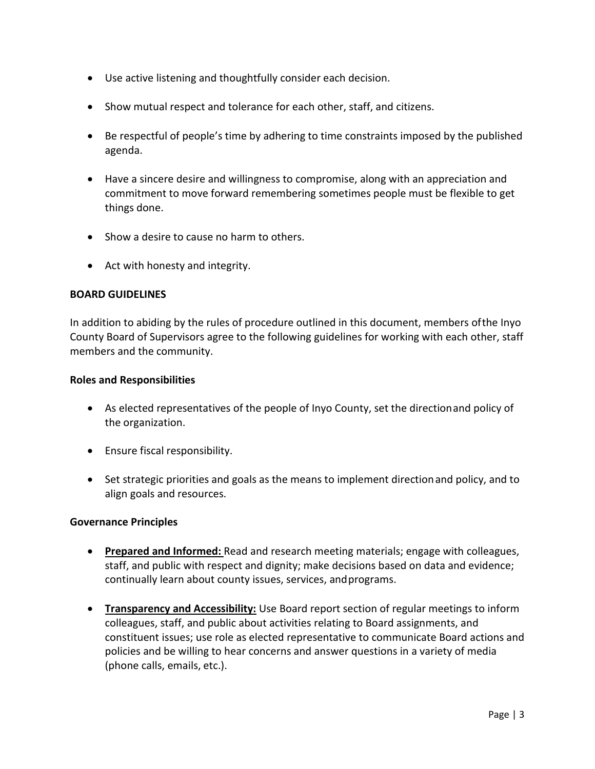- Use active listening and thoughtfully consider each decision.
- Show mutual respect and tolerance for each other, staff, and citizens.
- Be respectful of people's time by adhering to time constraints imposed by the published agenda.
- Have a sincere desire and willingness to compromise, along with an appreciation and commitment to move forward remembering sometimes people must be flexible to get things done.
- Show a desire to cause no harm to others.
- Act with honesty and integrity.

**BOARD GUIDELINES**

In addition to abiding by the rules of procedure outlined in this document, members of the Inyo County Board of Supervisors agree to the following guidelines for working with each other, staff members and the community.

**Roles and Responsibilities**

- As elected representatives of the people of Inyo County, set the direction and policy of the organization.
- Ensure fiscal responsibility.
- Set strategic priorities and goals as the means to implement direction and policy, and to align goals and resources.

**Governance Principles**

- **Prepared and Informed:** Read and research meeting materials; engage with colleagues, staff, and public with respect and dignity; make decisions based on data and evidence; continually learn about county issues, services, and programs.
- **Transparency and Accessibility:** Use Board report section of regular meetings to inform colleagues, staff, and public about activities relating to Board assignments, and constituent issues; use role as elected representative to communicate Board actions and policies and be willing to hear concerns and answer questions in a variety of media (phone calls, emails, etc.).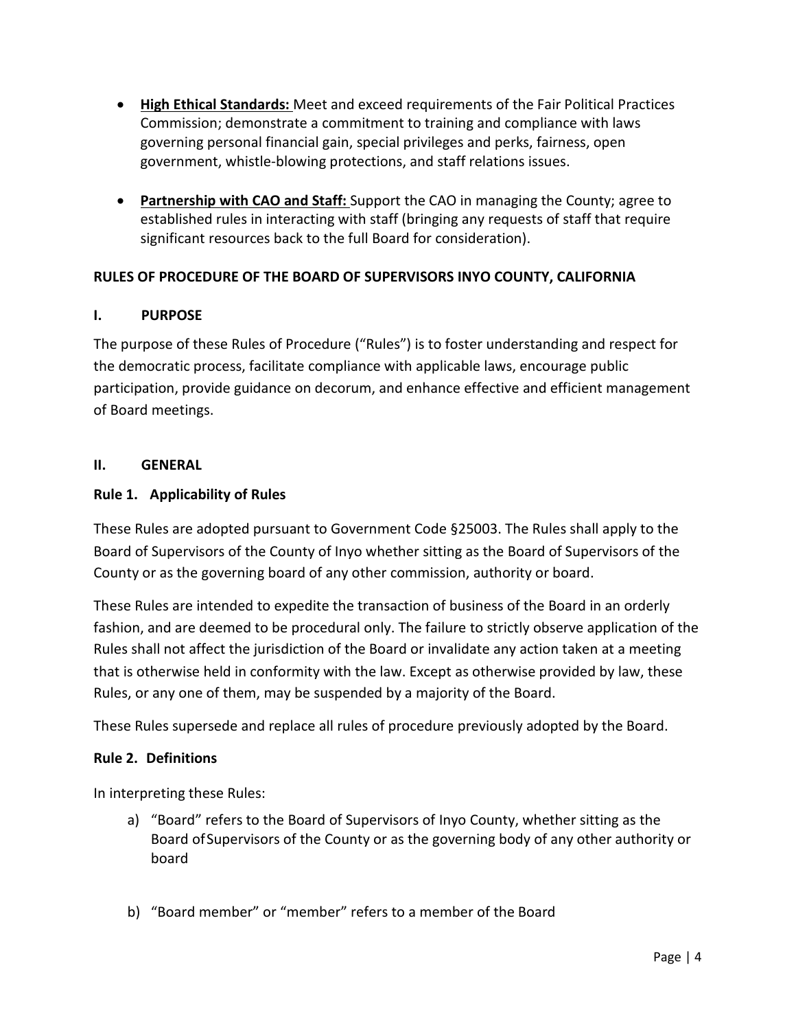- **High Ethical Standards:** Meet and exceed requirements of the Fair Political Practices Commission; demonstrate a commitment to training and compliance with laws governing personal financial gain, special privileges and perks, fairness, open government, whistle-blowing protections, and staff relations issues.

- **Partnership with CAO and Staff:** Support the CAO in managing the County; agree to established rules in interacting with staff (bringing any requests of staff that require significant resources back to the full Board for consideration).

## RULES OF PROCEDURE OF THE BOARD OF SUPERVISORS INYO COUNTY, CALIFORNIA

### I. PURPOSE

The purpose of these Rules of Procedure ("Rules") is to foster understanding and respect for the democratic process, facilitate compliance with applicable laws, encourage public participation, provide guidance on decorum, and enhance effective and efficient management of Board meetings.

### II. GENERAL

#### Rule 1. Applicability of Rules

These Rules are adopted pursuant to Government Code §25003. The Rules shall apply to the Board of Supervisors of the County of Inyo whether sitting as the Board of Supervisors of the County or as the governing board of any other commission, authority or board.

These Rules are intended to expedite the transaction of business of the Board in an orderly fashion, and are deemed to be procedural only. The failure to strictly observe application of the Rules shall not affect the jurisdiction of the Board or invalidate any action taken at a meeting that is otherwise held in conformity with the law. Except as otherwise provided by law, these Rules, or any one of them, may be suspended by a majority of the Board.

These Rules supersede and replace all rules of procedure previously adopted by the Board.

#### Rule 2. Definitions

In interpreting these Rules:

a) "Board" refers to the Board of Supervisors of Inyo County, whether sitting as the Board of Supervisors of the County or as the governing body of any other authority or board

b) "Board member" or "member" refers to a member of the Board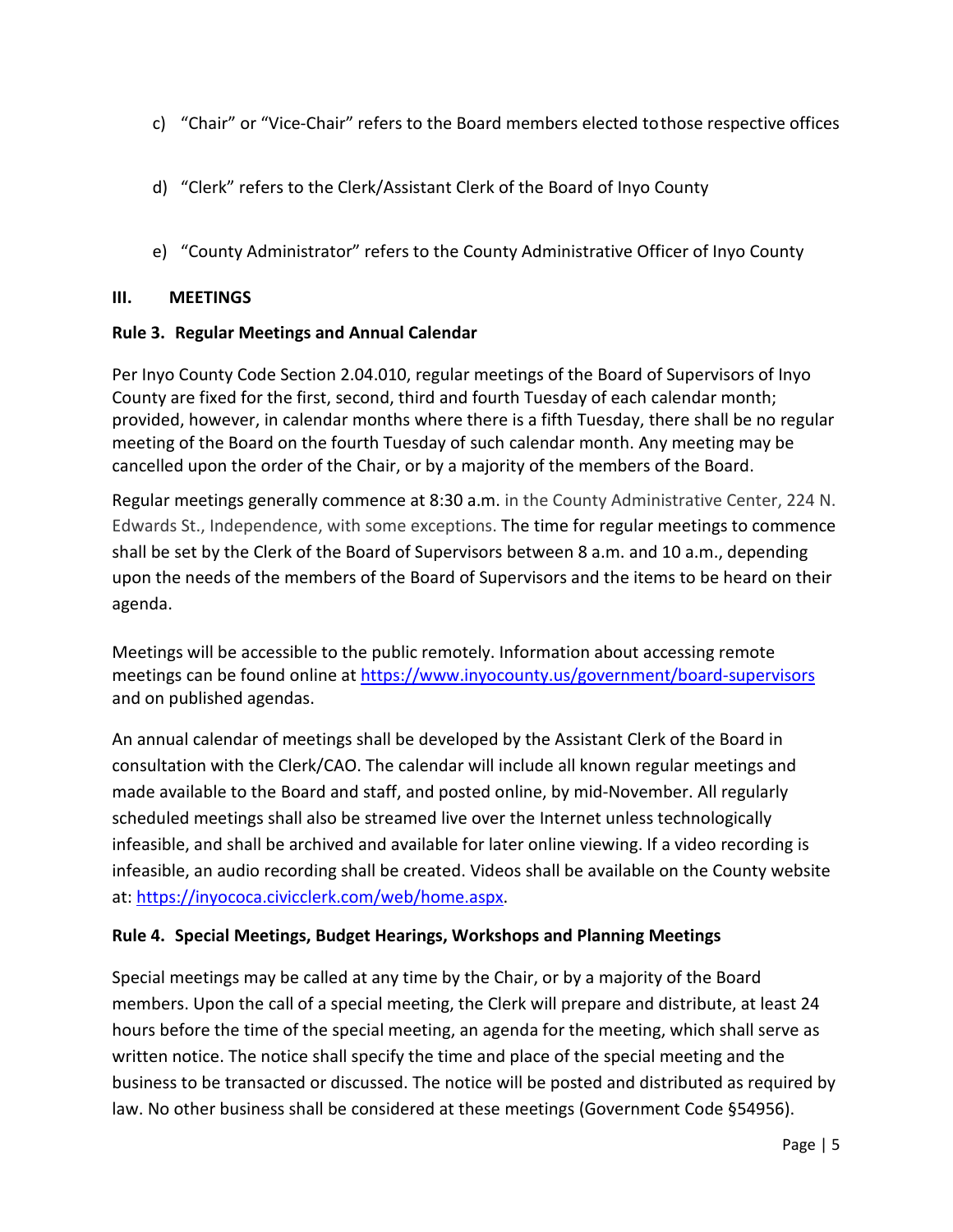c) "Chair" or "Vice-Chair" refers to the Board members elected tothose respective offices

d) "Clerk" refers to the Clerk/Assistant Clerk of the Board of Inyo County

e) "County Administrator" refers to the County Administrative Officer of Inyo County

## III. MEETINGS

### Rule 3. Regular Meetings and Annual Calendar

Per Inyo County Code Section 2.04.010, regular meetings of the Board of Supervisors of Inyo County are fixed for the first, second, third and fourth Tuesday of each calendar month; provided, however, in calendar months where there is a fifth Tuesday, there shall be no regular meeting of the Board on the fourth Tuesday of such calendar month. Any meeting may be cancelled upon the order of the Chair, or by a majority of the members of the Board.

Regular meetings generally commence at 8:30 a.m. in the County Administrative Center, 224 N. Edwards St., Independence, with some exceptions. The time for regular meetings to commence shall be set by the Clerk of the Board of Supervisors between 8 a.m. and 10 a.m., depending upon the needs of the members of the Board of Supervisors and the items to be heard on their agenda.

Meetings will be accessible to the public remotely. Information about accessing remote meetings can be found online at https://www.inyocounty.us/government/board-supervisors and on published agendas.

An annual calendar of meetings shall be developed by the Assistant Clerk of the Board in consultation with the Clerk/CAO. The calendar will include all known regular meetings and made available to the Board and staff, and posted online, by mid-November. All regularly scheduled meetings shall also be streamed live over the Internet unless technologically infeasible, and shall be archived and available for later online viewing. If a video recording is infeasible, an audio recording shall be created. Videos shall be available on the County website at: https://inyococa.civicclerk.com/web/home.aspx.

### Rule 4. Special Meetings, Budget Hearings, Workshops and Planning Meetings

Special meetings may be called at any time by the Chair, or by a majority of the Board members. Upon the call of a special meeting, the Clerk will prepare and distribute, at least 24 hours before the time of the special meeting, an agenda for the meeting, which shall serve as written notice. The notice shall specify the time and place of the special meeting and the business to be transacted or discussed. The notice will be posted and distributed as required by law. No other business shall be considered at these meetings (Government Code §54956).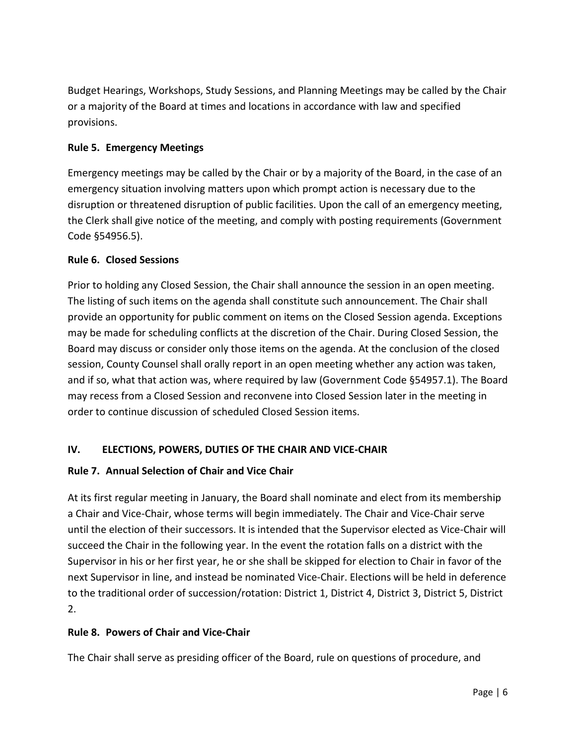Budget Hearings, Workshops, Study Sessions, and Planning Meetings may be called by the Chair or a majority of the Board at times and locations in accordance with law and specified provisions.

### Rule 5. Emergency Meetings

Emergency meetings may be called by the Chair or by a majority of the Board, in the case of an emergency situation involving matters upon which prompt action is necessary due to the disruption or threatened disruption of public facilities. Upon the call of an emergency meeting, the Clerk shall give notice of the meeting, and comply with posting requirements (Government Code §54956.5).

### Rule 6. Closed Sessions

Prior to holding any Closed Session, the Chair shall announce the session in an open meeting. The listing of such items on the agenda shall constitute such announcement. The Chair shall provide an opportunity for public comment on items on the Closed Session agenda. Exceptions may be made for scheduling conflicts at the discretion of the Chair. During Closed Session, the Board may discuss or consider only those items on the agenda. At the conclusion of the closed session, County Counsel shall orally report in an open meeting whether any action was taken, and if so, what that action was, where required by law (Government Code §54957.1). The Board may recess from a Closed Session and reconvene into Closed Session later in the meeting in order to continue discussion of scheduled Closed Session items.

## IV. ELECTIONS, POWERS, DUTIES OF THE CHAIR AND VICE-CHAIR

### Rule 7. Annual Selection of Chair and Vice Chair

At its first regular meeting in January, the Board shall nominate and elect from its membership a Chair and Vice-Chair, whose terms will begin immediately. The Chair and Vice-Chair serve until the election of their successors. It is intended that the Supervisor elected as Vice-Chair will succeed the Chair in the following year. In the event the rotation falls on a district with the Supervisor in his or her first year, he or she shall be skipped for election to Chair in favor of the next Supervisor in line, and instead be nominated Vice-Chair. Elections will be held in deference to the traditional order of succession/rotation: District 1, District 4, District 3, District 5, District 2.

### Rule 8. Powers of Chair and Vice-Chair

The Chair shall serve as presiding officer of the Board, rule on questions of procedure, and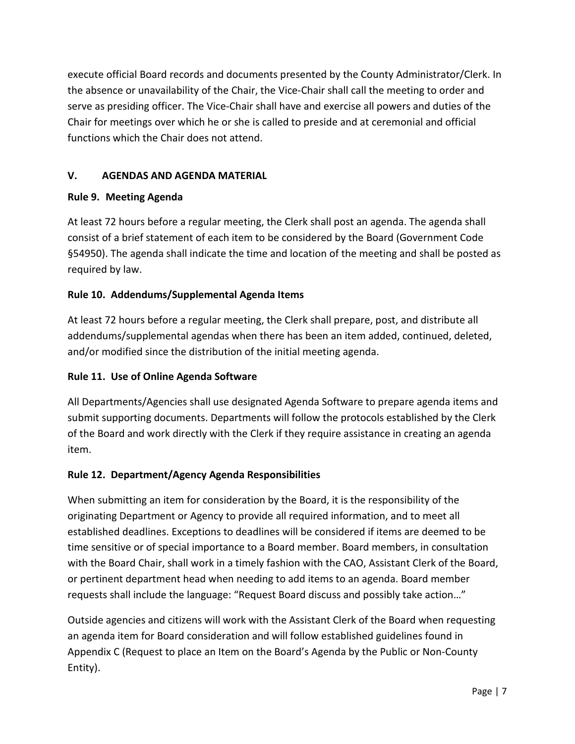execute official Board records and documents presented by the County Administrator/Clerk. In the absence or unavailability of the Chair, the Vice-Chair shall call the meeting to order and serve as presiding officer. The Vice-Chair shall have and exercise all powers and duties of the Chair for meetings over which he or she is called to preside and at ceremonial and official functions which the Chair does not attend.

## V. AGENDAS AND AGENDA MATERIAL

### Rule 9. Meeting Agenda

At least 72 hours before a regular meeting, the Clerk shall post an agenda. The agenda shall consist of a brief statement of each item to be considered by the Board (Government Code §54950). The agenda shall indicate the time and location of the meeting and shall be posted as required by law.

### Rule 10. Addendums/Supplemental Agenda Items

At least 72 hours before a regular meeting, the Clerk shall prepare, post, and distribute all addendums/supplemental agendas when there has been an item added, continued, deleted, and/or modified since the distribution of the initial meeting agenda.

### Rule 11. Use of Online Agenda Software

All Departments/Agencies shall use designated Agenda Software to prepare agenda items and submit supporting documents. Departments will follow the protocols established by the Clerk of the Board and work directly with the Clerk if they require assistance in creating an agenda item.

### Rule 12. Department/Agency Agenda Responsibilities

When submitting an item for consideration by the Board, it is the responsibility of the originating Department or Agency to provide all required information, and to meet all established deadlines. Exceptions to deadlines will be considered if items are deemed to be time sensitive or of special importance to a Board member. Board members, in consultation with the Board Chair, shall work in a timely fashion with the CAO, Assistant Clerk of the Board, or pertinent department head when needing to add items to an agenda. Board member requests shall include the language: "Request Board discuss and possibly take action…"

Outside agencies and citizens will work with the Assistant Clerk of the Board when requesting an agenda item for Board consideration and will follow established guidelines found in Appendix C (Request to place an Item on the Board's Agenda by the Public or Non-County Entity).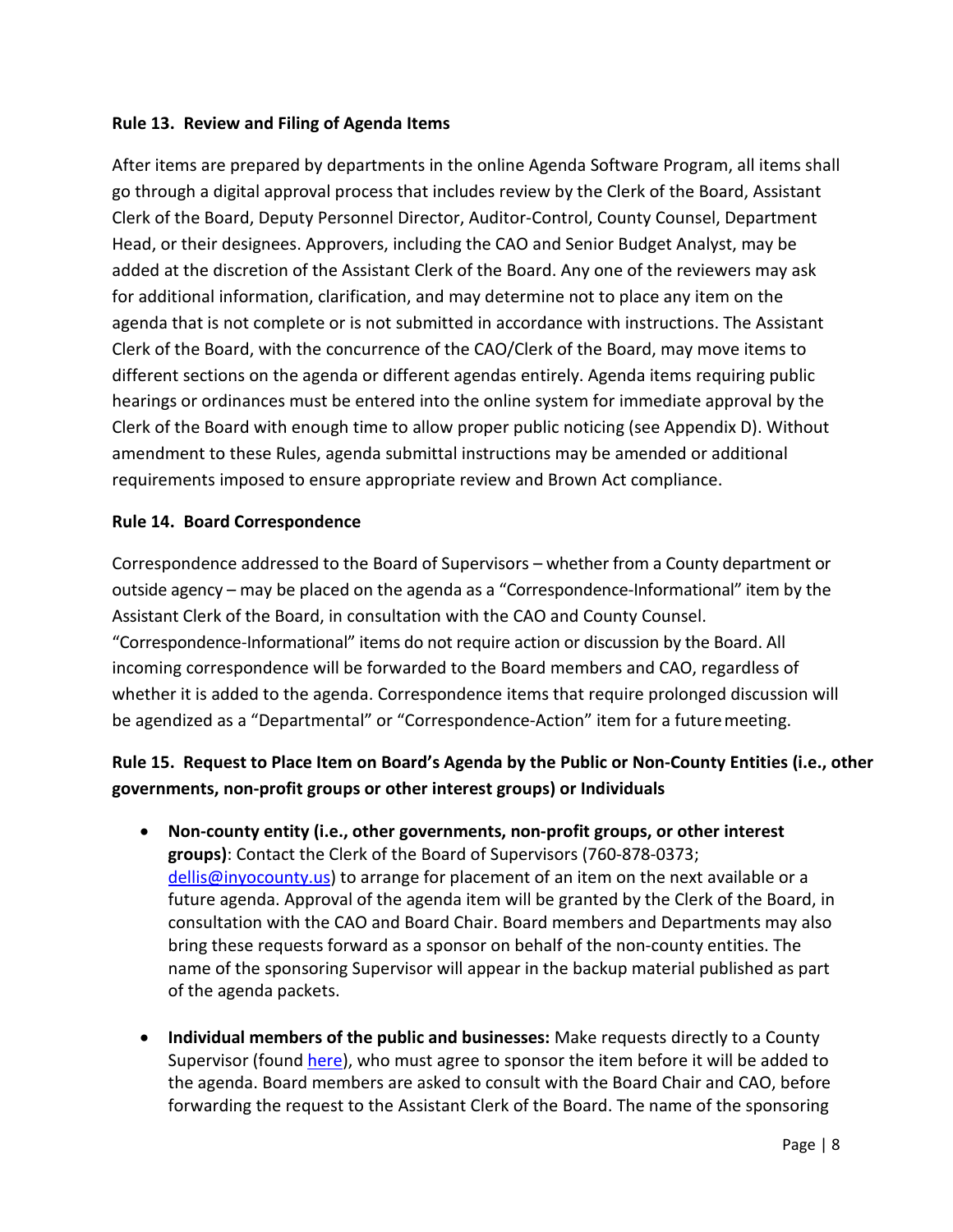**Rule 13. Review and Filing of Agenda Items**

After items are prepared by departments in the online Agenda Software Program, all items shall go through a digital approval process that includes review by the Clerk of the Board, Assistant Clerk of the Board, Deputy Personnel Director, Auditor-Control, County Counsel, Department Head, or their designees. Approvers, including the CAO and Senior Budget Analyst, may be added at the discretion of the Assistant Clerk of the Board. Any one of the reviewers may ask for additional information, clarification, and may determine not to place any item on the agenda that is not complete or is not submitted in accordance with instructions. The Assistant Clerk of the Board, with the concurrence of the CAO/Clerk of the Board, may move items to different sections on the agenda or different agendas entirely. Agenda items requiring public hearings or ordinances must be entered into the online system for immediate approval by the Clerk of the Board with enough time to allow proper public noticing (see Appendix D). Without amendment to these Rules, agenda submittal instructions may be amended or additional requirements imposed to ensure appropriate review and Brown Act compliance.

**Rule 14. Board Correspondence**

Correspondence addressed to the Board of Supervisors – whether from a County department or outside agency – may be placed on the agenda as a "Correspondence-Informational" item by the Assistant Clerk of the Board, in consultation with the CAO and County Counsel. "Correspondence-Informational" items do not require action or discussion by the Board. All incoming correspondence will be forwarded to the Board members and CAO, regardless of whether it is added to the agenda. Correspondence items that require prolonged discussion will be agendized as a "Departmental" or "Correspondence-Action" item for a future meeting.

**Rule 15. Request to Place Item on Board's Agenda by the Public or Non-County Entities (i.e., other governments, non-profit groups or other interest groups) or Individuals**

- **Non-county entity (i.e., other governments, non-profit groups, or other interest groups)**: Contact the Clerk of the Board of Supervisors (760-878-0373; [dellis@inyocounty.us](mailto:dellis@inyocounty.us)) to arrange for placement of an item on the next available or a future agenda. Approval of the agenda item will be granted by the Clerk of the Board, in consultation with the CAO and Board Chair. Board members and Departments may also bring these requests forward as a sponsor on behalf of the non-county entities. The name of the sponsoring Supervisor will appear in the backup material published as part of the agenda packets.

- **Individual members of the public and businesses:** Make requests directly to a County Supervisor (found here), who must agree to sponsor the item before it will be added to the agenda. Board members are asked to consult with the Board Chair and CAO, before forwarding the request to the Assistant Clerk of the Board. The name of the sponsoring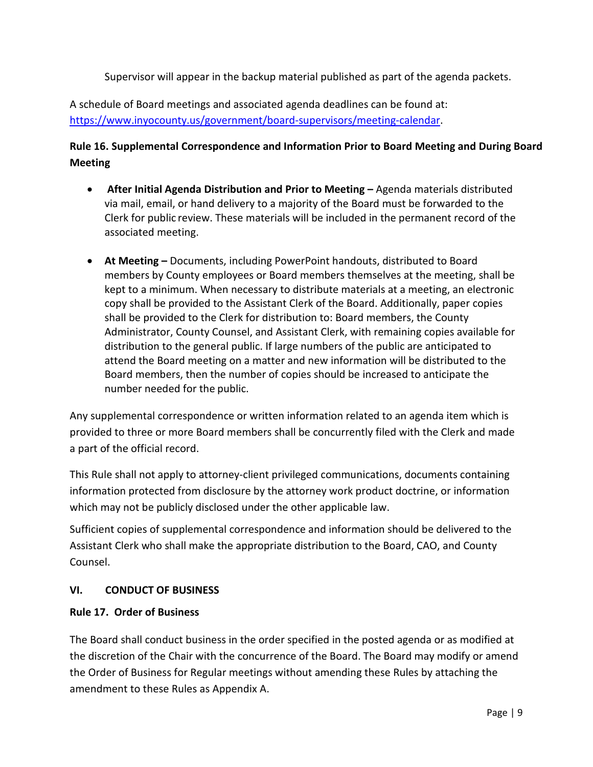Supervisor will appear in the backup material published as part of the agenda packets.

A schedule of Board meetings and associated agenda deadlines can be found at: [https://www.inyocounty.us/government/board-supervisors/meeting-calendar](https://www.inyocounty.us/government/board-supervisors/meeting-calendar).

### Rule 16. Supplemental Correspondence and Information Prior to Board Meeting and During Board Meeting

- **After Initial Agenda Distribution and Prior to Meeting –** Agenda materials distributed via mail, email, or hand delivery to a majority of the Board must be forwarded to the Clerk for public review. These materials will be included in the permanent record of the associated meeting.

- **At Meeting –** Documents, including PowerPoint handouts, distributed to Board members by County employees or Board members themselves at the meeting, shall be kept to a minimum. When necessary to distribute materials at a meeting, an electronic copy shall be provided to the Assistant Clerk of the Board. Additionally, paper copies shall be provided to the Clerk for distribution to: Board members, the County Administrator, County Counsel, and Assistant Clerk, with remaining copies available for distribution to the general public. If large numbers of the public are anticipated to attend the Board meeting on a matter and new information will be distributed to the Board members, then the number of copies should be increased to anticipate the number needed for the public.

Any supplemental correspondence or written information related to an agenda item which is provided to three or more Board members shall be concurrently filed with the Clerk and made a part of the official record.

This Rule shall not apply to attorney-client privileged communications, documents containing information protected from disclosure by the attorney work product doctrine, or information which may not be publicly disclosed under the other applicable law.

Sufficient copies of supplemental correspondence and information should be delivered to the Assistant Clerk who shall make the appropriate distribution to the Board, CAO, and County Counsel.

## VI. CONDUCT OF BUSINESS

### Rule 17. Order of Business

The Board shall conduct business in the order specified in the posted agenda or as modified at the discretion of the Chair with the concurrence of the Board. The Board may modify or amend the Order of Business for Regular meetings without amending these Rules by attaching the amendment to these Rules as Appendix A.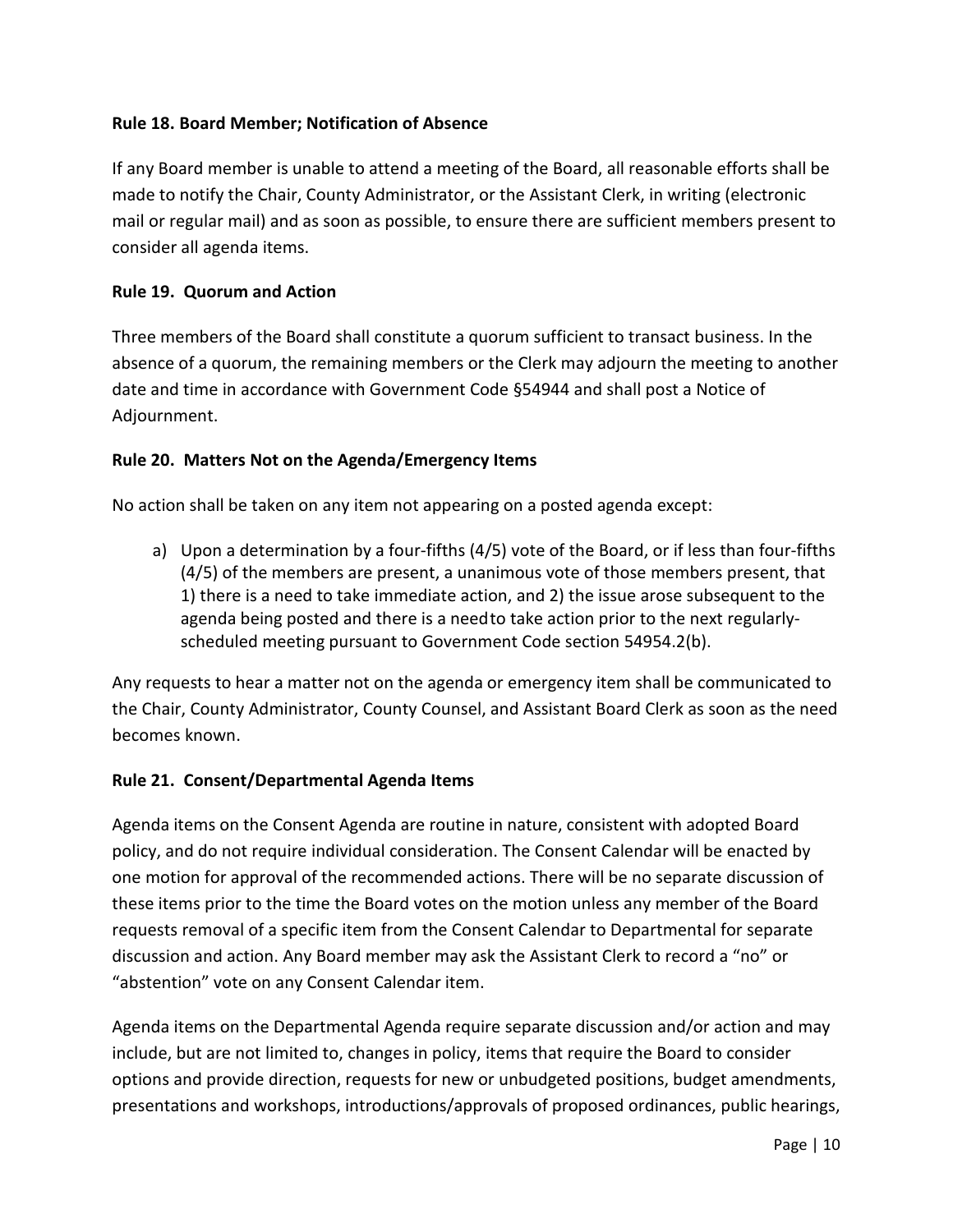**Rule 18. Board Member; Notification of Absence**

If any Board member is unable to attend a meeting of the Board, all reasonable efforts shall be made to notify the Chair, County Administrator, or the Assistant Clerk, in writing (electronic mail or regular mail) and as soon as possible, to ensure there are sufficient members present to consider all agenda items.

**Rule 19. Quorum and Action**

Three members of the Board shall constitute a quorum sufficient to transact business. In the absence of a quorum, the remaining members or the Clerk may adjourn the meeting to another date and time in accordance with Government Code §54944 and shall post a Notice of Adjournment.

**Rule 20. Matters Not on the Agenda/Emergency Items**

No action shall be taken on any item not appearing on a posted agenda except:

a) Upon a determination by a four-fifths (4/5) vote of the Board, or if less than four-fifths (4/5) of the members are present, a unanimous vote of those members present, that 1) there is a need to take immediate action, and 2) the issue arose subsequent to the agenda being posted and there is a need to take action prior to the next regularly-scheduled meeting pursuant to Government Code section 54954.2(b).

Any requests to hear a matter not on the agenda or emergency item shall be communicated to the Chair, County Administrator, County Counsel, and Assistant Board Clerk as soon as the need becomes known.

**Rule 21. Consent/Departmental Agenda Items**

Agenda items on the Consent Agenda are routine in nature, consistent with adopted Board policy, and do not require individual consideration. The Consent Calendar will be enacted by one motion for approval of the recommended actions. There will be no separate discussion of these items prior to the time the Board votes on the motion unless any member of the Board requests removal of a specific item from the Consent Calendar to Departmental for separate discussion and action. Any Board member may ask the Assistant Clerk to record a "no" or "abstention" vote on any Consent Calendar item.

Agenda items on the Departmental Agenda require separate discussion and/or action and may include, but are not limited to, changes in policy, items that require the Board to consider options and provide direction, requests for new or unbudgeted positions, budget amendments, presentations and workshops, introductions/approvals of proposed ordinances, public hearings,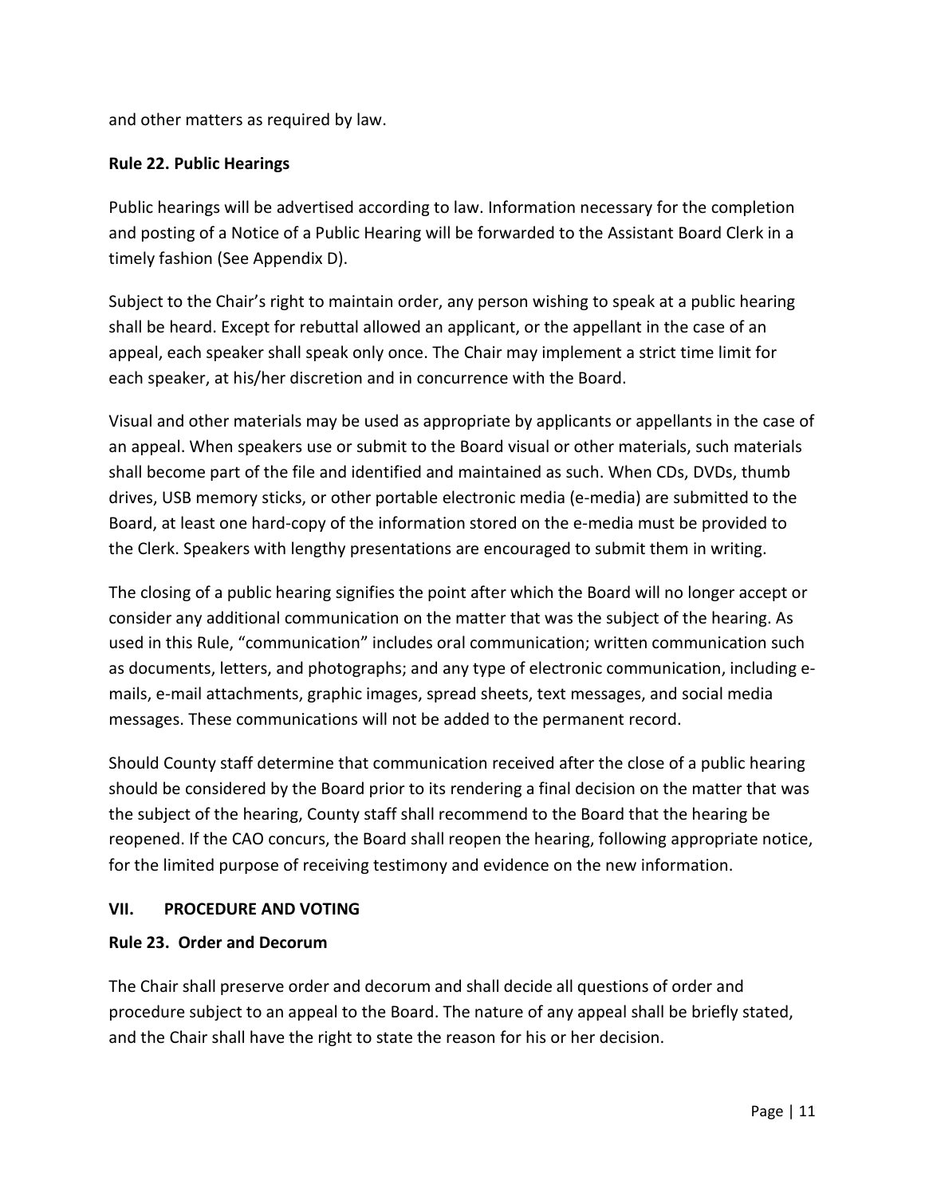and other matters as required by law.

**Rule 22. Public Hearings**

Public hearings will be advertised according to law. Information necessary for the completion and posting of a Notice of a Public Hearing will be forwarded to the Assistant Board Clerk in a timely fashion (See Appendix D).

Subject to the Chair's right to maintain order, any person wishing to speak at a public hearing shall be heard. Except for rebuttal allowed an applicant, or the appellant in the case of an appeal, each speaker shall speak only once. The Chair may implement a strict time limit for each speaker, at his/her discretion and in concurrence with the Board.

Visual and other materials may be used as appropriate by applicants or appellants in the case of an appeal. When speakers use or submit to the Board visual or other materials, such materials shall become part of the file and identified and maintained as such. When CDs, DVDs, thumb drives, USB memory sticks, or other portable electronic media (e-media) are submitted to the Board, at least one hard-copy of the information stored on the e-media must be provided to the Clerk. Speakers with lengthy presentations are encouraged to submit them in writing.

The closing of a public hearing signifies the point after which the Board will no longer accept or consider any additional communication on the matter that was the subject of the hearing. As used in this Rule, "communication" includes oral communication; written communication such as documents, letters, and photographs; and any type of electronic communication, including e-mails, e-mail attachments, graphic images, spread sheets, text messages, and social media messages. These communications will not be added to the permanent record.

Should County staff determine that communication received after the close of a public hearing should be considered by the Board prior to its rendering a final decision on the matter that was the subject of the hearing, County staff shall recommend to the Board that the hearing be reopened. If the CAO concurs, the Board shall reopen the hearing, following appropriate notice, for the limited purpose of receiving testimony and evidence on the new information.

## VII. PROCEDURE AND VOTING

**Rule 23. Order and Decorum**

The Chair shall preserve order and decorum and shall decide all questions of order and procedure subject to an appeal to the Board. The nature of any appeal shall be briefly stated, and the Chair shall have the right to state the reason for his or her decision.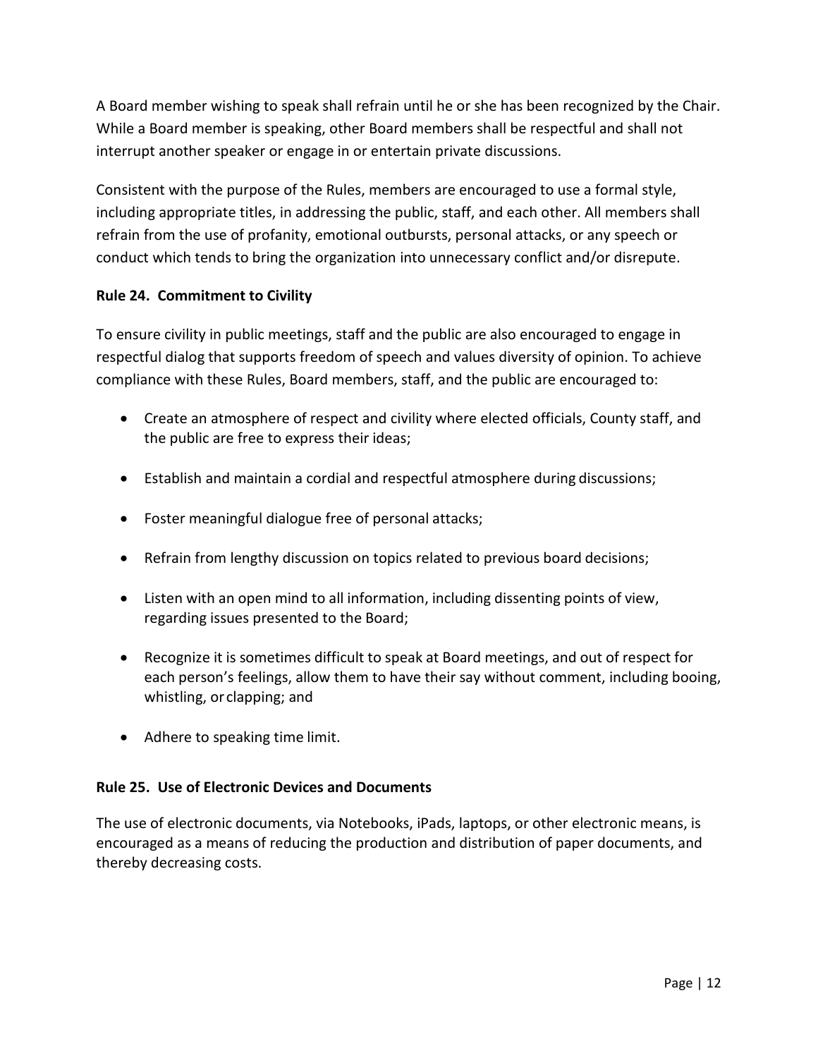A Board member wishing to speak shall refrain until he or she has been recognized by the Chair. While a Board member is speaking, other Board members shall be respectful and shall not interrupt another speaker or engage in or entertain private discussions.

Consistent with the purpose of the Rules, members are encouraged to use a formal style, including appropriate titles, in addressing the public, staff, and each other. All members shall refrain from the use of profanity, emotional outbursts, personal attacks, or any speech or conduct which tends to bring the organization into unnecessary conflict and/or disrepute.

**Rule 24. Commitment to Civility**

To ensure civility in public meetings, staff and the public are also encouraged to engage in respectful dialog that supports freedom of speech and values diversity of opinion. To achieve compliance with these Rules, Board members, staff, and the public are encouraged to:

- Create an atmosphere of respect and civility where elected officials, County staff, and the public are free to express their ideas;
- Establish and maintain a cordial and respectful atmosphere during discussions;
- Foster meaningful dialogue free of personal attacks;
- Refrain from lengthy discussion on topics related to previous board decisions;
- Listen with an open mind to all information, including dissenting points of view, regarding issues presented to the Board;
- Recognize it is sometimes difficult to speak at Board meetings, and out of respect for each person's feelings, allow them to have their say without comment, including booing, whistling, or clapping; and
- Adhere to speaking time limit.

**Rule 25. Use of Electronic Devices and Documents**

The use of electronic documents, via Notebooks, iPads, laptops, or other electronic means, is encouraged as a means of reducing the production and distribution of paper documents, and thereby decreasing costs.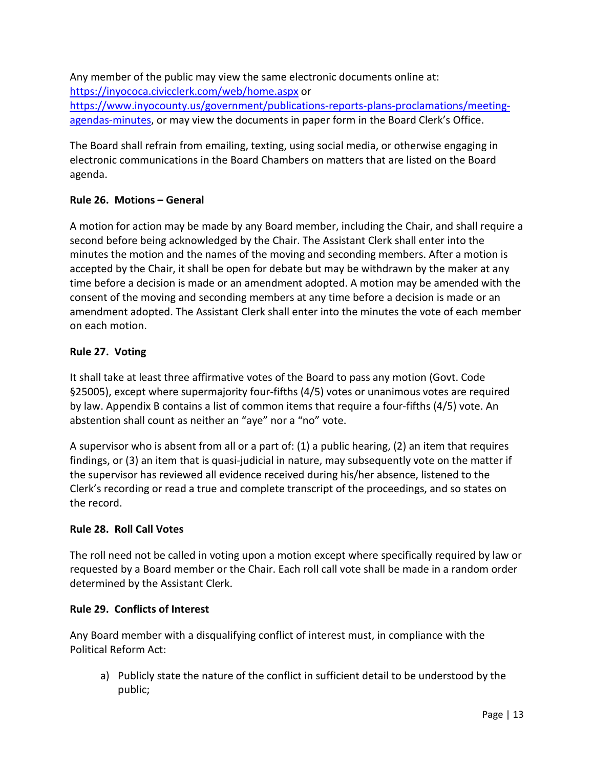Any member of the public may view the same electronic documents online at: [https://inyococa.civicclerk.com/web/home.aspx](https://inyococa.civicclerk.com/web/home.aspx) or [https://www.inyocounty.us/government/publications-reports-plans-proclamations/meeting-agendas-minutes](https://www.inyocounty.us/government/publications-reports-plans-proclamations/meeting-agendas-minutes), or may view the documents in paper form in the Board Clerk's Office.

The Board shall refrain from emailing, texting, using social media, or otherwise engaging in electronic communications in the Board Chambers on matters that are listed on the Board agenda.

**Rule 26. Motions – General**

A motion for action may be made by any Board member, including the Chair, and shall require a second before being acknowledged by the Chair. The Assistant Clerk shall enter into the minutes the motion and the names of the moving and seconding members. After a motion is accepted by the Chair, it shall be open for debate but may be withdrawn by the maker at any time before a decision is made or an amendment adopted. A motion may be amended with the consent of the moving and seconding members at any time before a decision is made or an amendment adopted. The Assistant Clerk shall enter into the minutes the vote of each member on each motion.

**Rule 27. Voting**

It shall take at least three affirmative votes of the Board to pass any motion (Govt. Code §25005), except where supermajority four-fifths (4/5) votes or unanimous votes are required by law. Appendix B contains a list of common items that require a four-fifths (4/5) vote. An abstention shall count as neither an "aye" nor a "no" vote.

A supervisor who is absent from all or a part of: (1) a public hearing, (2) an item that requires findings, or (3) an item that is quasi-judicial in nature, may subsequently vote on the matter if the supervisor has reviewed all evidence received during his/her absence, listened to the Clerk's recording or read a true and complete transcript of the proceedings, and so states on the record.

**Rule 28. Roll Call Votes**

The roll need not be called in voting upon a motion except where specifically required by law or requested by a Board member or the Chair. Each roll call vote shall be made in a random order determined by the Assistant Clerk.

**Rule 29. Conflicts of Interest**

Any Board member with a disqualifying conflict of interest must, in compliance with the Political Reform Act:

a) Publicly state the nature of the conflict in sufficient detail to be understood by the public;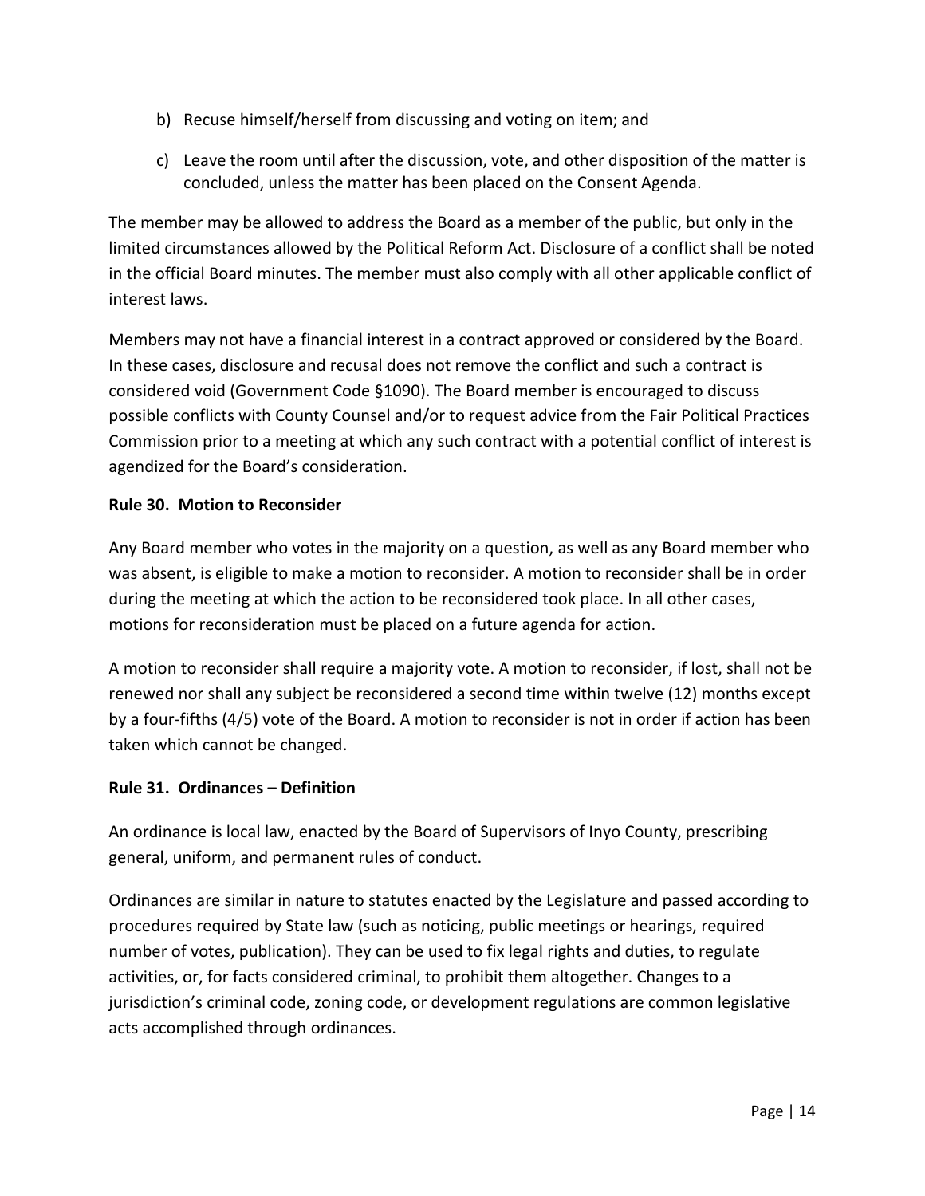b) Recuse himself/herself from discussing and voting on item; and

c) Leave the room until after the discussion, vote, and other disposition of the matter is concluded, unless the matter has been placed on the Consent Agenda.

The member may be allowed to address the Board as a member of the public, but only in the limited circumstances allowed by the Political Reform Act. Disclosure of a conflict shall be noted in the official Board minutes. The member must also comply with all other applicable conflict of interest laws.

Members may not have a financial interest in a contract approved or considered by the Board. In these cases, disclosure and recusal does not remove the conflict and such a contract is considered void (Government Code §1090). The Board member is encouraged to discuss possible conflicts with County Counsel and/or to request advice from the Fair Political Practices Commission prior to a meeting at which any such contract with a potential conflict of interest is agendized for the Board's consideration.

**Rule 30. Motion to Reconsider**

Any Board member who votes in the majority on a question, as well as any Board member who was absent, is eligible to make a motion to reconsider. A motion to reconsider shall be in order during the meeting at which the action to be reconsidered took place. In all other cases, motions for reconsideration must be placed on a future agenda for action.

A motion to reconsider shall require a majority vote. A motion to reconsider, if lost, shall not be renewed nor shall any subject be reconsidered a second time within twelve (12) months except by a four-fifths (4/5) vote of the Board. A motion to reconsider is not in order if action has been taken which cannot be changed.

**Rule 31. Ordinances – Definition**

An ordinance is local law, enacted by the Board of Supervisors of Inyo County, prescribing general, uniform, and permanent rules of conduct.

Ordinances are similar in nature to statutes enacted by the Legislature and passed according to procedures required by State law (such as noticing, public meetings or hearings, required number of votes, publication). They can be used to fix legal rights and duties, to regulate activities, or, for facts considered criminal, to prohibit them altogether. Changes to a jurisdiction's criminal code, zoning code, or development regulations are common legislative acts accomplished through ordinances.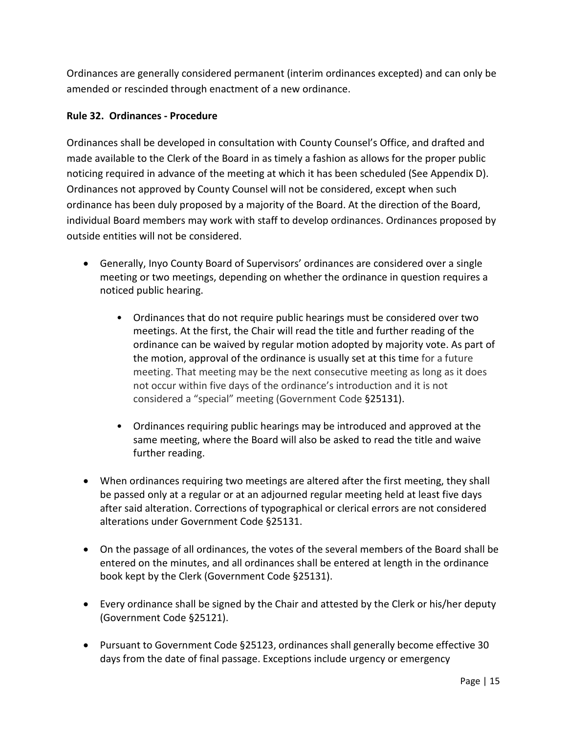Ordinances are generally considered permanent (interim ordinances excepted) and can only be amended or rescinded through enactment of a new ordinance.

**Rule 32. Ordinances - Procedure**

Ordinances shall be developed in consultation with County Counsel's Office, and drafted and made available to the Clerk of the Board in as timely a fashion as allows for the proper public noticing required in advance of the meeting at which it has been scheduled (See Appendix D). Ordinances not approved by County Counsel will not be considered, except when such ordinance has been duly proposed by a majority of the Board. At the direction of the Board, individual Board members may work with staff to develop ordinances. Ordinances proposed by outside entities will not be considered.

- Generally, Inyo County Board of Supervisors' ordinances are considered over a single meeting or two meetings, depending on whether the ordinance in question requires a noticed public hearing.
  - Ordinances that do not require public hearings must be considered over two meetings. At the first, the Chair will read the title and further reading of the ordinance can be waived by regular motion adopted by majority vote. As part of the motion, approval of the ordinance is usually set at this time for a future meeting. That meeting may be the next consecutive meeting as long as it does not occur within five days of the ordinance's introduction and it is not considered a "special" meeting (Government Code §25131).
  - Ordinances requiring public hearings may be introduced and approved at the same meeting, where the Board will also be asked to read the title and waive further reading.
- When ordinances requiring two meetings are altered after the first meeting, they shall be passed only at a regular or at an adjourned regular meeting held at least five days after said alteration. Corrections of typographical or clerical errors are not considered alterations under Government Code §25131.
- On the passage of all ordinances, the votes of the several members of the Board shall be entered on the minutes, and all ordinances shall be entered at length in the ordinance book kept by the Clerk (Government Code §25131).
- Every ordinance shall be signed by the Chair and attested by the Clerk or his/her deputy (Government Code §25121).
- Pursuant to Government Code §25123, ordinances shall generally become effective 30 days from the date of final passage. Exceptions include urgency or emergency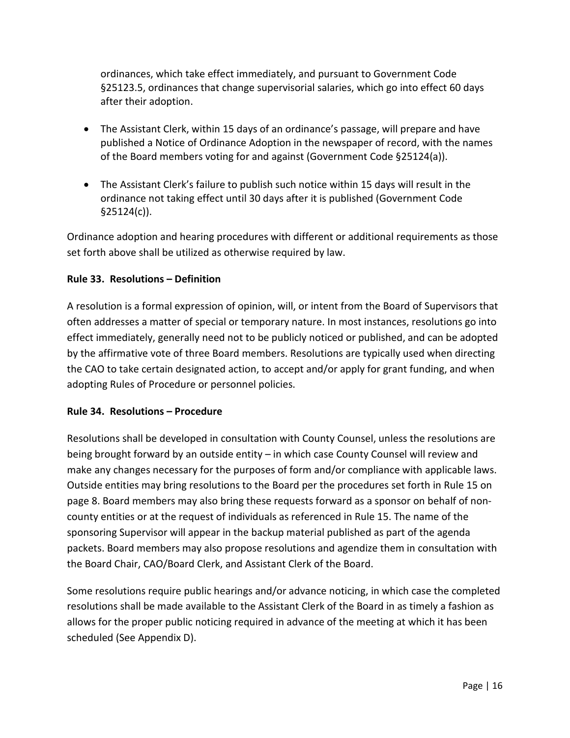ordinances, which take effect immediately, and pursuant to Government Code §25123.5, ordinances that change supervisorial salaries, which go into effect 60 days after their adoption.

- The Assistant Clerk, within 15 days of an ordinance's passage, will prepare and have published a Notice of Ordinance Adoption in the newspaper of record, with the names of the Board members voting for and against (Government Code §25124(a)).

- The Assistant Clerk's failure to publish such notice within 15 days will result in the ordinance not taking effect until 30 days after it is published (Government Code §25124(c)).

Ordinance adoption and hearing procedures with different or additional requirements as those set forth above shall be utilized as otherwise required by law.

**Rule 33. Resolutions – Definition**

A resolution is a formal expression of opinion, will, or intent from the Board of Supervisors that often addresses a matter of special or temporary nature. In most instances, resolutions go into effect immediately, generally need not to be publicly noticed or published, and can be adopted by the affirmative vote of three Board members. Resolutions are typically used when directing the CAO to take certain designated action, to accept and/or apply for grant funding, and when adopting Rules of Procedure or personnel policies.

**Rule 34. Resolutions – Procedure**

Resolutions shall be developed in consultation with County Counsel, unless the resolutions are being brought forward by an outside entity – in which case County Counsel will review and make any changes necessary for the purposes of form and/or compliance with applicable laws. Outside entities may bring resolutions to the Board per the procedures set forth in Rule 15 on page 8. Board members may also bring these requests forward as a sponsor on behalf of non-county entities or at the request of individuals as referenced in Rule 15. The name of the sponsoring Supervisor will appear in the backup material published as part of the agenda packets. Board members may also propose resolutions and agendize them in consultation with the Board Chair, CAO/Board Clerk, and Assistant Clerk of the Board.

Some resolutions require public hearings and/or advance noticing, in which case the completed resolutions shall be made available to the Assistant Clerk of the Board in as timely a fashion as allows for the proper public noticing required in advance of the meeting at which it has been scheduled (See Appendix D).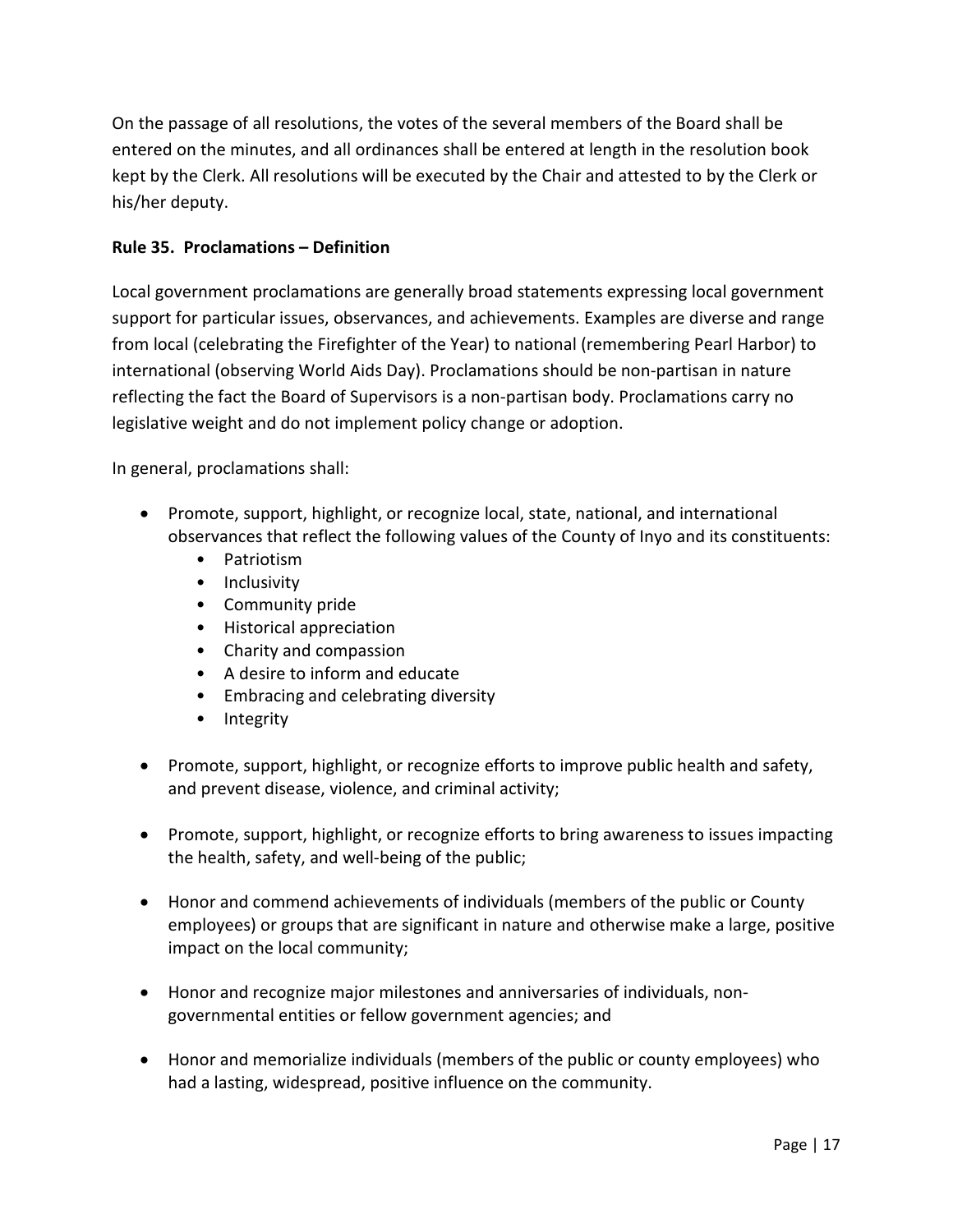On the passage of all resolutions, the votes of the several members of the Board shall be entered on the minutes, and all ordinances shall be entered at length in the resolution book kept by the Clerk. All resolutions will be executed by the Chair and attested to by the Clerk or his/her deputy.

**Rule 35. Proclamations – Definition**

Local government proclamations are generally broad statements expressing local government support for particular issues, observances, and achievements. Examples are diverse and range from local (celebrating the Firefighter of the Year) to national (remembering Pearl Harbor) to international (observing World Aids Day). Proclamations should be non-partisan in nature reflecting the fact the Board of Supervisors is a non-partisan body. Proclamations carry no legislative weight and do not implement policy change or adoption.

In general, proclamations shall:

- Promote, support, highlight, or recognize local, state, national, and international observances that reflect the following values of the County of Inyo and its constituents:
  - Patriotism
  - Inclusivity
  - Community pride
  - Historical appreciation
  - Charity and compassion
  - A desire to inform and educate
  - Embracing and celebrating diversity
  - Integrity
- Promote, support, highlight, or recognize efforts to improve public health and safety, and prevent disease, violence, and criminal activity;
- Promote, support, highlight, or recognize efforts to bring awareness to issues impacting the health, safety, and well-being of the public;
- Honor and commend achievements of individuals (members of the public or County employees) or groups that are significant in nature and otherwise make a large, positive impact on the local community;
- Honor and recognize major milestones and anniversaries of individuals, non-governmental entities or fellow government agencies; and
- Honor and memorialize individuals (members of the public or county employees) who had a lasting, widespread, positive influence on the community.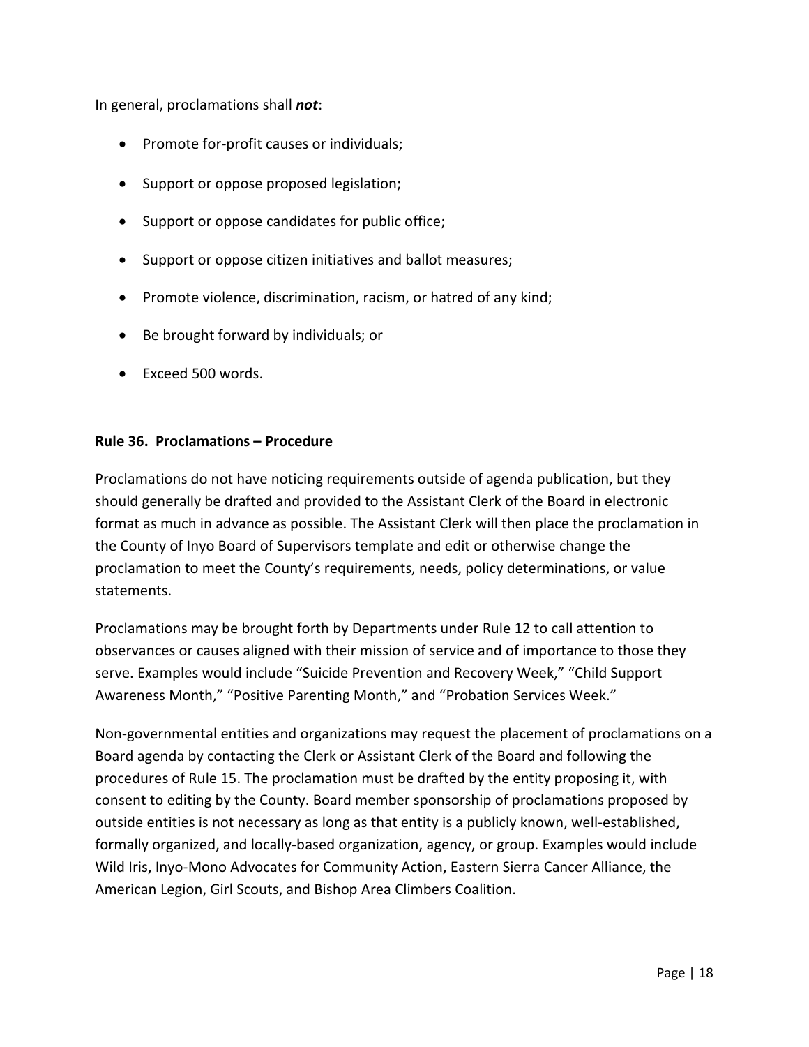In general, proclamations shall ***not***:

- Promote for-profit causes or individuals;
- Support or oppose proposed legislation;
- Support or oppose candidates for public office;
- Support or oppose citizen initiatives and ballot measures;
- Promote violence, discrimination, racism, or hatred of any kind;
- Be brought forward by individuals; or
- Exceed 500 words.

**Rule 36. Proclamations – Procedure**

Proclamations do not have noticing requirements outside of agenda publication, but they should generally be drafted and provided to the Assistant Clerk of the Board in electronic format as much in advance as possible. The Assistant Clerk will then place the proclamation in the County of Inyo Board of Supervisors template and edit or otherwise change the proclamation to meet the County's requirements, needs, policy determinations, or value statements.

Proclamations may be brought forth by Departments under Rule 12 to call attention to observances or causes aligned with their mission of service and of importance to those they serve. Examples would include "Suicide Prevention and Recovery Week," "Child Support Awareness Month," "Positive Parenting Month," and "Probation Services Week."

Non-governmental entities and organizations may request the placement of proclamations on a Board agenda by contacting the Clerk or Assistant Clerk of the Board and following the procedures of Rule 15. The proclamation must be drafted by the entity proposing it, with consent to editing by the County. Board member sponsorship of proclamations proposed by outside entities is not necessary as long as that entity is a publicly known, well-established, formally organized, and locally-based organization, agency, or group. Examples would include Wild Iris, Inyo-Mono Advocates for Community Action, Eastern Sierra Cancer Alliance, the American Legion, Girl Scouts, and Bishop Area Climbers Coalition.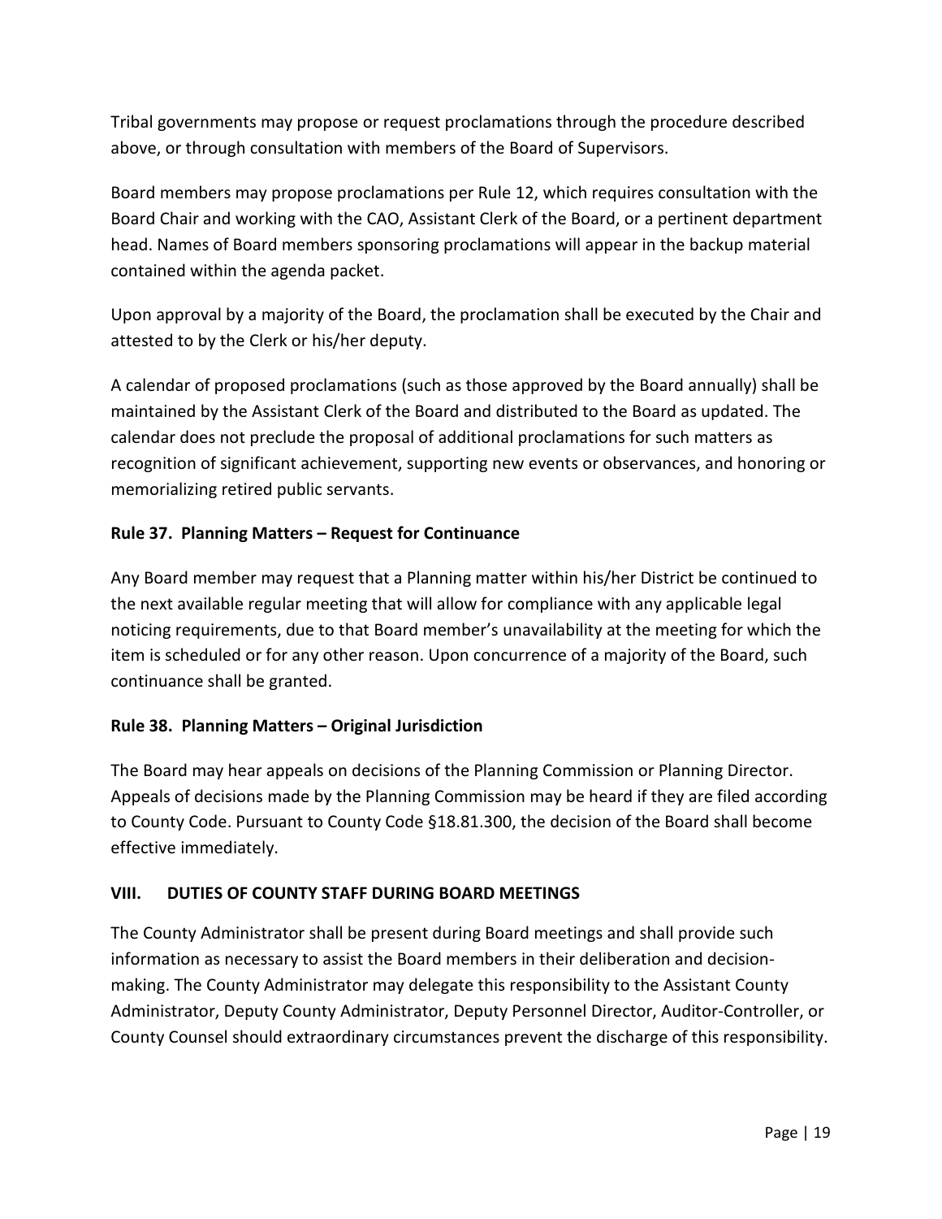Tribal governments may propose or request proclamations through the procedure described above, or through consultation with members of the Board of Supervisors.

Board members may propose proclamations per Rule 12, which requires consultation with the Board Chair and working with the CAO, Assistant Clerk of the Board, or a pertinent department head. Names of Board members sponsoring proclamations will appear in the backup material contained within the agenda packet.

Upon approval by a majority of the Board, the proclamation shall be executed by the Chair and attested to by the Clerk or his/her deputy.

A calendar of proposed proclamations (such as those approved by the Board annually) shall be maintained by the Assistant Clerk of the Board and distributed to the Board as updated. The calendar does not preclude the proposal of additional proclamations for such matters as recognition of significant achievement, supporting new events or observances, and honoring or memorializing retired public servants.

### Rule 37. Planning Matters – Request for Continuance

Any Board member may request that a Planning matter within his/her District be continued to the next available regular meeting that will allow for compliance with any applicable legal noticing requirements, due to that Board member's unavailability at the meeting for which the item is scheduled or for any other reason. Upon concurrence of a majority of the Board, such continuance shall be granted.

### Rule 38. Planning Matters – Original Jurisdiction

The Board may hear appeals on decisions of the Planning Commission or Planning Director. Appeals of decisions made by the Planning Commission may be heard if they are filed according to County Code. Pursuant to County Code §18.81.300, the decision of the Board shall become effective immediately.

## VIII. DUTIES OF COUNTY STAFF DURING BOARD MEETINGS

The County Administrator shall be present during Board meetings and shall provide such information as necessary to assist the Board members in their deliberation and decision-making. The County Administrator may delegate this responsibility to the Assistant County Administrator, Deputy County Administrator, Deputy Personnel Director, Auditor-Controller, or County Counsel should extraordinary circumstances prevent the discharge of this responsibility.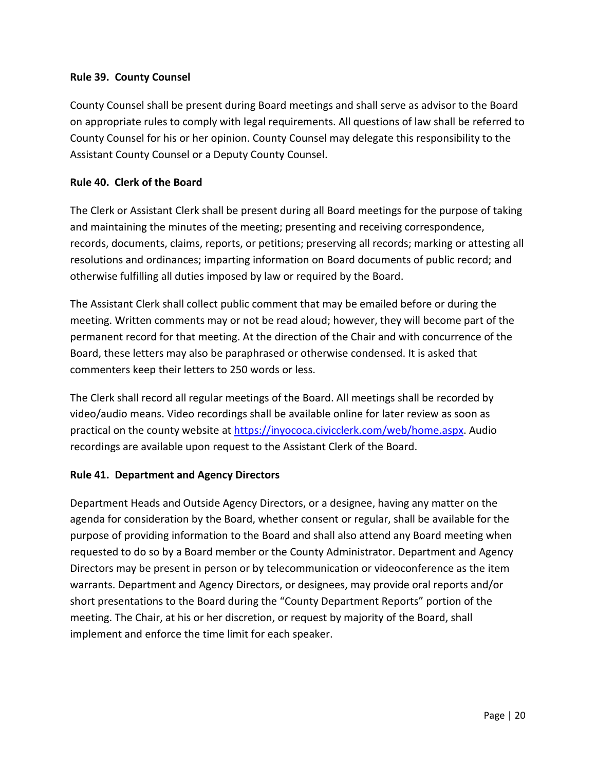**Rule 39. County Counsel**

County Counsel shall be present during Board meetings and shall serve as advisor to the Board on appropriate rules to comply with legal requirements. All questions of law shall be referred to County Counsel for his or her opinion. County Counsel may delegate this responsibility to the Assistant County Counsel or a Deputy County Counsel.

**Rule 40. Clerk of the Board**

The Clerk or Assistant Clerk shall be present during all Board meetings for the purpose of taking and maintaining the minutes of the meeting; presenting and receiving correspondence, records, documents, claims, reports, or petitions; preserving all records; marking or attesting all resolutions and ordinances; imparting information on Board documents of public record; and otherwise fulfilling all duties imposed by law or required by the Board.

The Assistant Clerk shall collect public comment that may be emailed before or during the meeting. Written comments may or not be read aloud; however, they will become part of the permanent record for that meeting. At the direction of the Chair and with concurrence of the Board, these letters may also be paraphrased or otherwise condensed. It is asked that commenters keep their letters to 250 words or less.

The Clerk shall record all regular meetings of the Board. All meetings shall be recorded by video/audio means. Video recordings shall be available online for later review as soon as practical on the county website at [https://inyococa.civicclerk.com/web/home.aspx](https://inyococa.civicclerk.com/web/home.aspx). Audio recordings are available upon request to the Assistant Clerk of the Board.

**Rule 41. Department and Agency Directors**

Department Heads and Outside Agency Directors, or a designee, having any matter on the agenda for consideration by the Board, whether consent or regular, shall be available for the purpose of providing information to the Board and shall also attend any Board meeting when requested to do so by a Board member or the County Administrator. Department and Agency Directors may be present in person or by telecommunication or videoconference as the item warrants. Department and Agency Directors, or designees, may provide oral reports and/or short presentations to the Board during the "County Department Reports" portion of the meeting. The Chair, at his or her discretion, or request by majority of the Board, shall implement and enforce the time limit for each speaker.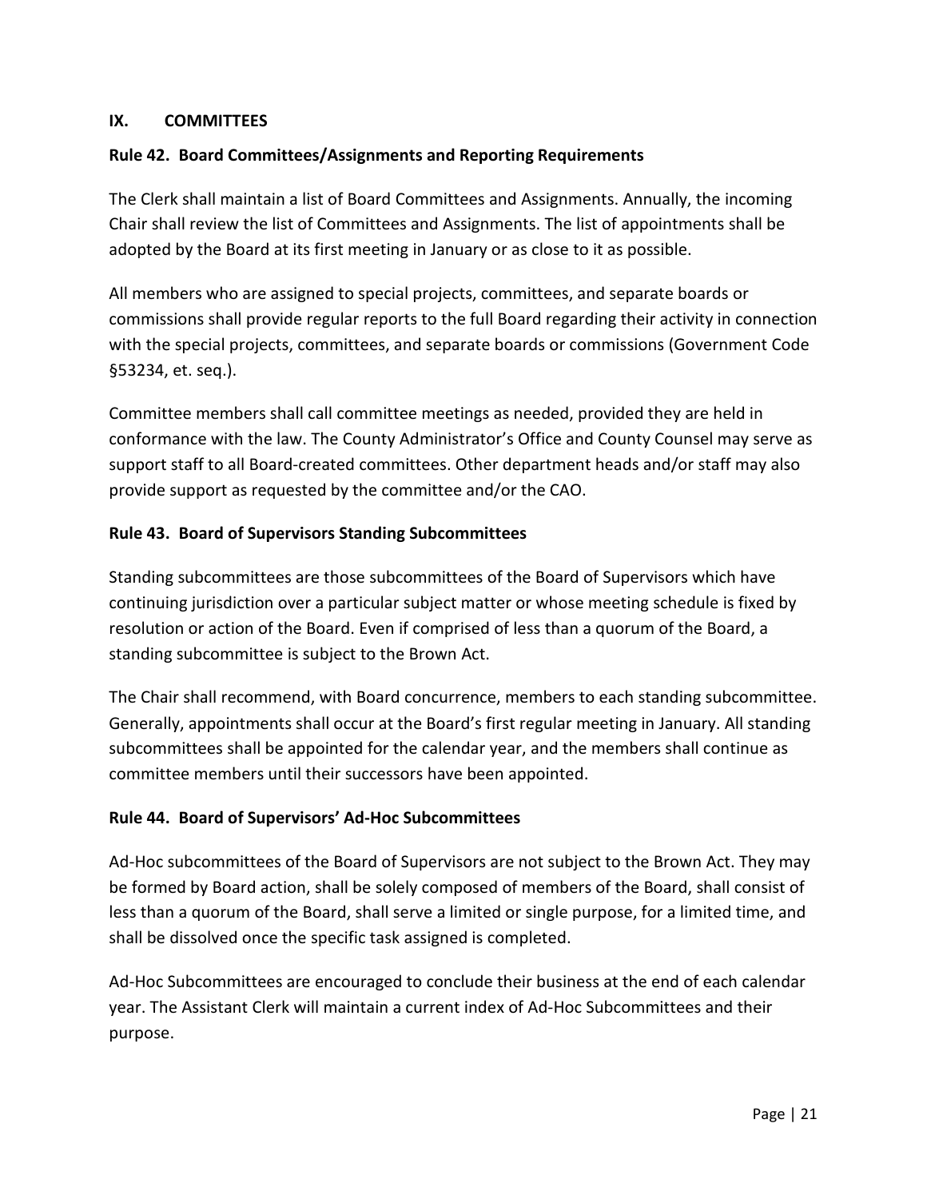## IX. COMMITTEES

### Rule 42. Board Committees/Assignments and Reporting Requirements

The Clerk shall maintain a list of Board Committees and Assignments. Annually, the incoming Chair shall review the list of Committees and Assignments. The list of appointments shall be adopted by the Board at its first meeting in January or as close to it as possible.

All members who are assigned to special projects, committees, and separate boards or commissions shall provide regular reports to the full Board regarding their activity in connection with the special projects, committees, and separate boards or commissions (Government Code §53234, et. seq.).

Committee members shall call committee meetings as needed, provided they are held in conformance with the law. The County Administrator's Office and County Counsel may serve as support staff to all Board-created committees. Other department heads and/or staff may also provide support as requested by the committee and/or the CAO.

### Rule 43. Board of Supervisors Standing Subcommittees

Standing subcommittees are those subcommittees of the Board of Supervisors which have continuing jurisdiction over a particular subject matter or whose meeting schedule is fixed by resolution or action of the Board. Even if comprised of less than a quorum of the Board, a standing subcommittee is subject to the Brown Act.

The Chair shall recommend, with Board concurrence, members to each standing subcommittee. Generally, appointments shall occur at the Board's first regular meeting in January. All standing subcommittees shall be appointed for the calendar year, and the members shall continue as committee members until their successors have been appointed.

### Rule 44. Board of Supervisors' Ad-Hoc Subcommittees

Ad-Hoc subcommittees of the Board of Supervisors are not subject to the Brown Act. They may be formed by Board action, shall be solely composed of members of the Board, shall consist of less than a quorum of the Board, shall serve a limited or single purpose, for a limited time, and shall be dissolved once the specific task assigned is completed.

Ad-Hoc Subcommittees are encouraged to conclude their business at the end of each calendar year. The Assistant Clerk will maintain a current index of Ad-Hoc Subcommittees and their purpose.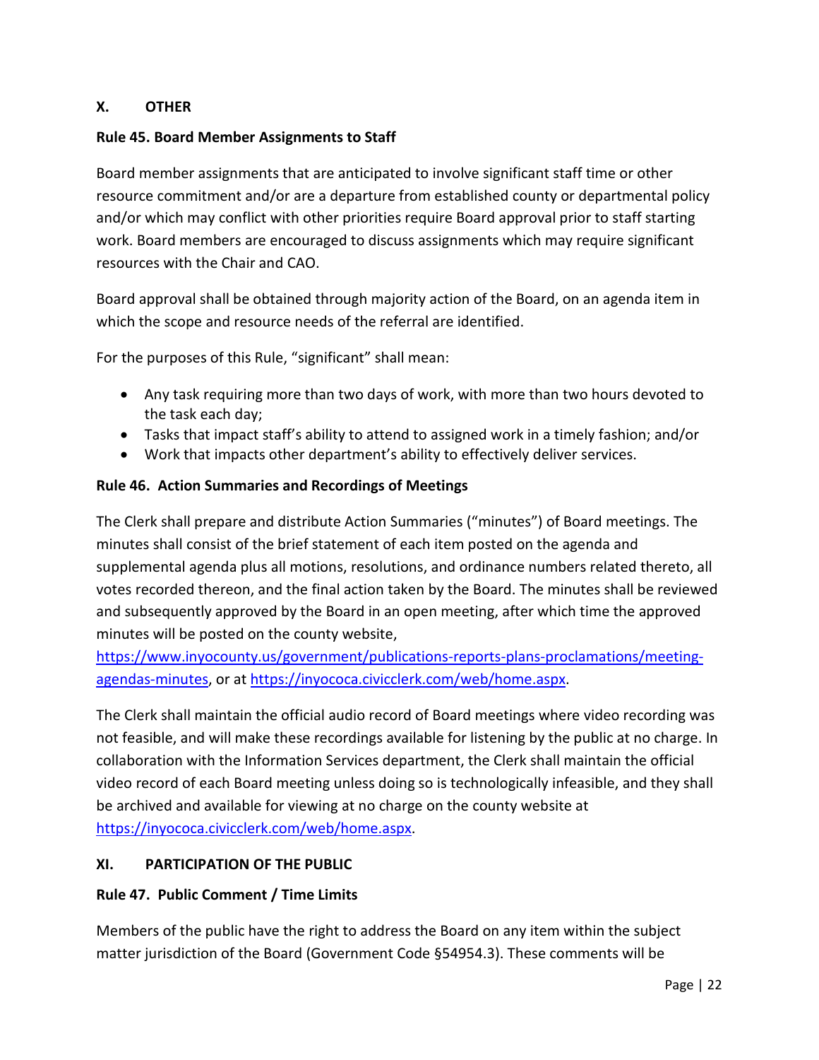## X. OTHER

### Rule 45. Board Member Assignments to Staff

Board member assignments that are anticipated to involve significant staff time or other resource commitment and/or are a departure from established county or departmental policy and/or which may conflict with other priorities require Board approval prior to staff starting work. Board members are encouraged to discuss assignments which may require significant resources with the Chair and CAO.

Board approval shall be obtained through majority action of the Board, on an agenda item in which the scope and resource needs of the referral are identified.

For the purposes of this Rule, "significant" shall mean:

- Any task requiring more than two days of work, with more than two hours devoted to the task each day;
- Tasks that impact staff's ability to attend to assigned work in a timely fashion; and/or
- Work that impacts other department's ability to effectively deliver services.

### Rule 46. Action Summaries and Recordings of Meetings

The Clerk shall prepare and distribute Action Summaries ("minutes") of Board meetings. The minutes shall consist of the brief statement of each item posted on the agenda and supplemental agenda plus all motions, resolutions, and ordinance numbers related thereto, all votes recorded thereon, and the final action taken by the Board. The minutes shall be reviewed and subsequently approved by the Board in an open meeting, after which time the approved minutes will be posted on the county website, [https://www.inyocounty.us/government/publications-reports-plans-proclamations/meeting-agendas-minutes](https://www.inyocounty.us/government/publications-reports-plans-proclamations/meeting-agendas-minutes), or at [https://inyococa.civicclerk.com/web/home.aspx](https://inyococa.civicclerk.com/web/home.aspx).

The Clerk shall maintain the official audio record of Board meetings where video recording was not feasible, and will make these recordings available for listening by the public at no charge. In collaboration with the Information Services department, the Clerk shall maintain the official video record of each Board meeting unless doing so is technologically infeasible, and they shall be archived and available for viewing at no charge on the county website at [https://inyococa.civicclerk.com/web/home.aspx](https://inyococa.civicclerk.com/web/home.aspx).

## XI. PARTICIPATION OF THE PUBLIC

### Rule 47. Public Comment / Time Limits

Members of the public have the right to address the Board on any item within the subject matter jurisdiction of the Board (Government Code §54954.3). These comments will be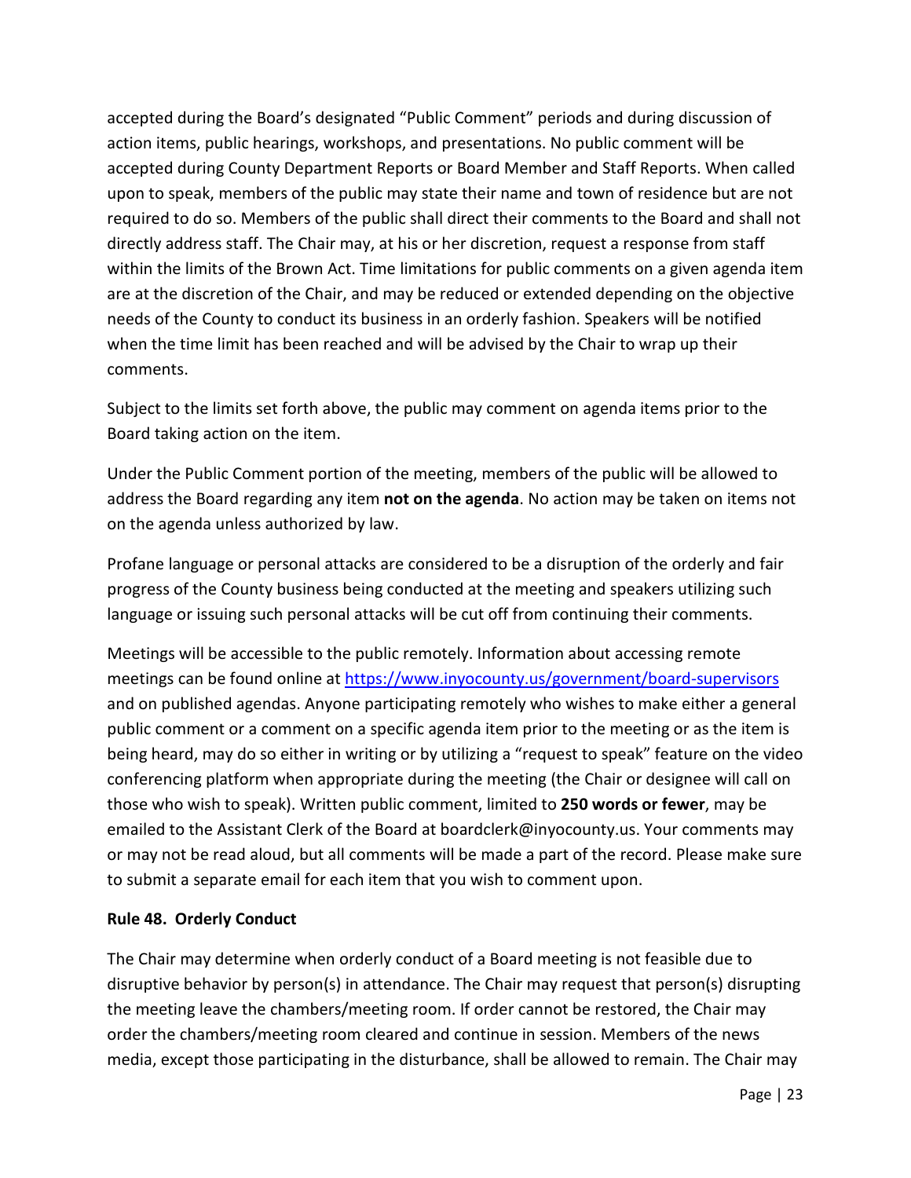accepted during the Board's designated "Public Comment" periods and during discussion of action items, public hearings, workshops, and presentations. No public comment will be accepted during County Department Reports or Board Member and Staff Reports. When called upon to speak, members of the public may state their name and town of residence but are not required to do so. Members of the public shall direct their comments to the Board and shall not directly address staff. The Chair may, at his or her discretion, request a response from staff within the limits of the Brown Act. Time limitations for public comments on a given agenda item are at the discretion of the Chair, and may be reduced or extended depending on the objective needs of the County to conduct its business in an orderly fashion. Speakers will be notified when the time limit has been reached and will be advised by the Chair to wrap up their comments.

Subject to the limits set forth above, the public may comment on agenda items prior to the Board taking action on the item.

Under the Public Comment portion of the meeting, members of the public will be allowed to address the Board regarding any item **not on the agenda**. No action may be taken on items not on the agenda unless authorized by law.

Profane language or personal attacks are considered to be a disruption of the orderly and fair progress of the County business being conducted at the meeting and speakers utilizing such language or issuing such personal attacks will be cut off from continuing their comments.

Meetings will be accessible to the public remotely. Information about accessing remote meetings can be found online at [https://www.inyocounty.us/government/board-supervisors](https://www.inyocounty.us/government/board-supervisors) and on published agendas. Anyone participating remotely who wishes to make either a general public comment or a comment on a specific agenda item prior to the meeting or as the item is being heard, may do so either in writing or by utilizing a "request to speak" feature on the video conferencing platform when appropriate during the meeting (the Chair or designee will call on those who wish to speak). Written public comment, limited to **250 words or fewer**, may be emailed to the Assistant Clerk of the Board at boardclerk@inyocounty.us. Your comments may or may not be read aloud, but all comments will be made a part of the record. Please make sure to submit a separate email for each item that you wish to comment upon.

**Rule 48. Orderly Conduct**

The Chair may determine when orderly conduct of a Board meeting is not feasible due to disruptive behavior by person(s) in attendance. The Chair may request that person(s) disrupting the meeting leave the chambers/meeting room. If order cannot be restored, the Chair may order the chambers/meeting room cleared and continue in session. Members of the news media, except those participating in the disturbance, shall be allowed to remain. The Chair may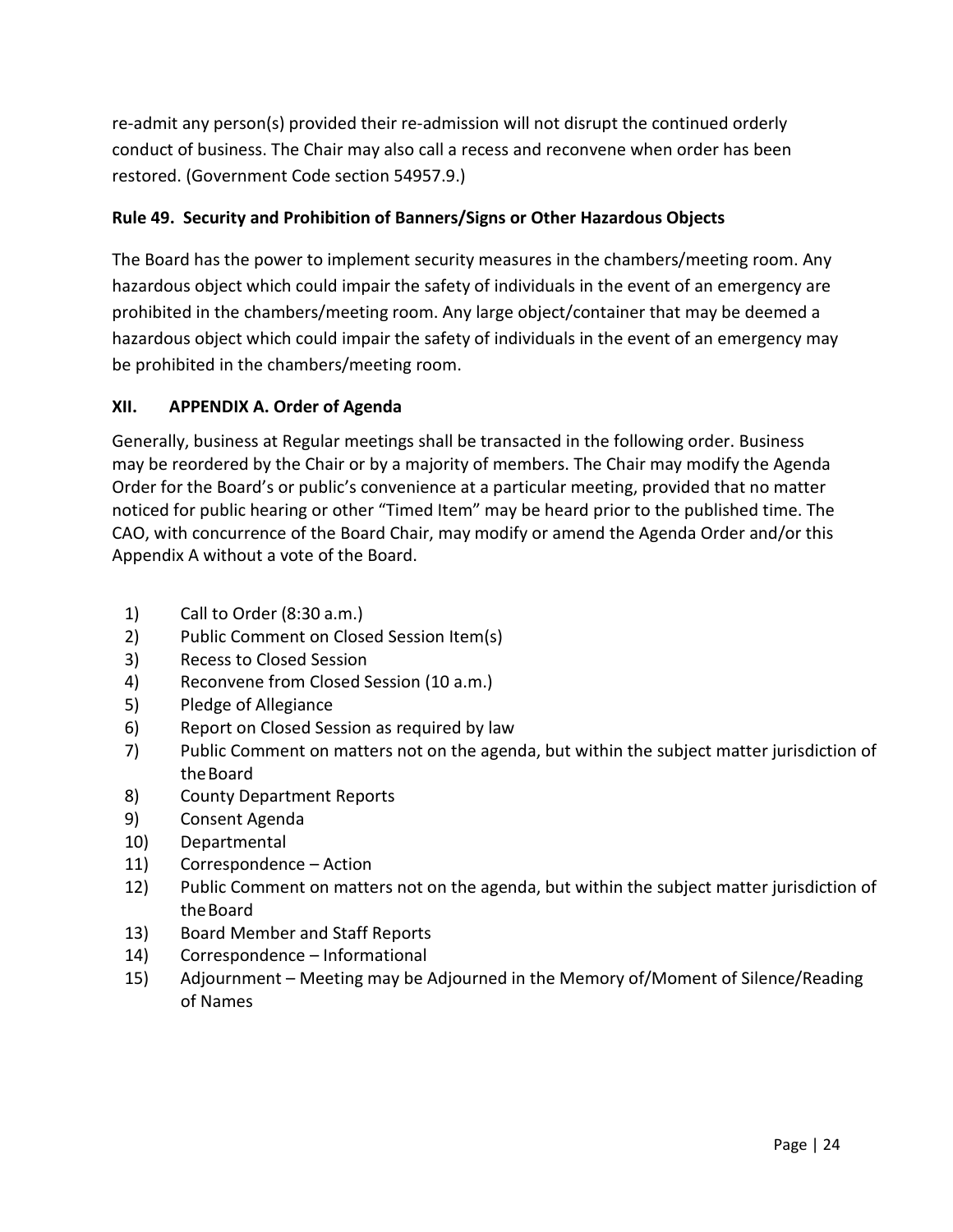re-admit any person(s) provided their re-admission will not disrupt the continued orderly conduct of business. The Chair may also call a recess and reconvene when order has been restored. (Government Code section 54957.9.)

### Rule 49. Security and Prohibition of Banners/Signs or Other Hazardous Objects

The Board has the power to implement security measures in the chambers/meeting room. Any hazardous object which could impair the safety of individuals in the event of an emergency are prohibited in the chambers/meeting room. Any large object/container that may be deemed a hazardous object which could impair the safety of individuals in the event of an emergency may be prohibited in the chambers/meeting room.

## XII. APPENDIX A. Order of Agenda

Generally, business at Regular meetings shall be transacted in the following order. Business may be reordered by the Chair or by a majority of members. The Chair may modify the Agenda Order for the Board's or public's convenience at a particular meeting, provided that no matter noticed for public hearing or other "Timed Item" may be heard prior to the published time. The CAO, with concurrence of the Board Chair, may modify or amend the Agenda Order and/or this Appendix A without a vote of the Board.

1) Call to Order (8:30 a.m.)
2) Public Comment on Closed Session Item(s)
3) Recess to Closed Session
4) Reconvene from Closed Session (10 a.m.)
5) Pledge of Allegiance
6) Report on Closed Session as required by law
7) Public Comment on matters not on the agenda, but within the subject matter jurisdiction of the Board
8) County Department Reports
9) Consent Agenda
10) Departmental
11) Correspondence – Action
12) Public Comment on matters not on the agenda, but within the subject matter jurisdiction of the Board
13) Board Member and Staff Reports
14) Correspondence – Informational
15) Adjournment – Meeting may be Adjourned in the Memory of/Moment of Silence/Reading of Names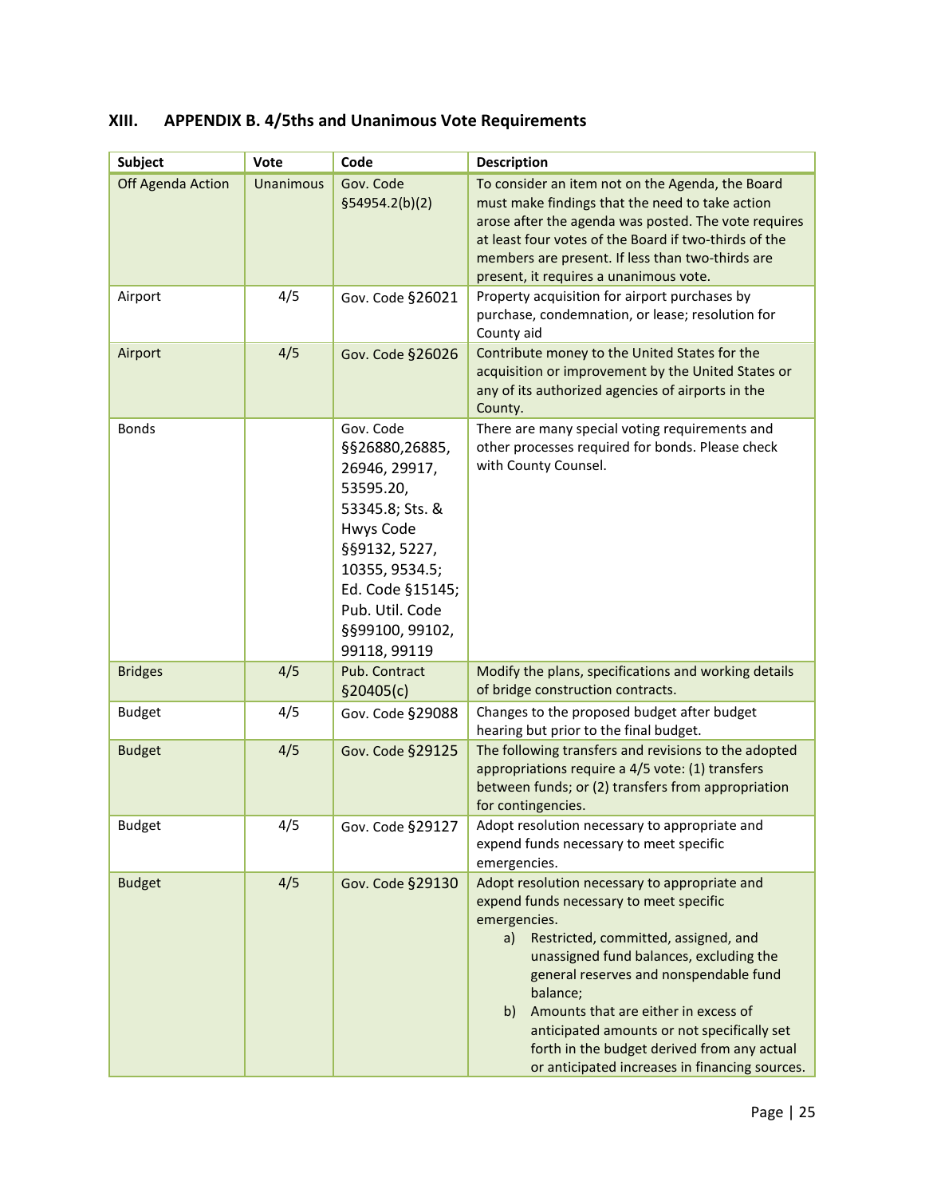## XIII. APPENDIX B. 4/5ths and Unanimous Vote Requirements

| Subject | Vote | Code | Description |
|---|---|---|---|
| Off Agenda Action | Unanimous | Gov. Code §54954.2(b)(2) | To consider an item not on the Agenda, the Board must make findings that the need to take action arose after the agenda was posted. The vote requires at least four votes of the Board if two-thirds of the members are present. If less than two-thirds are present, it requires a unanimous vote. |
| Airport | 4/5 | Gov. Code §26021 | Property acquisition for airport purchases by purchase, condemnation, or lease; resolution for County aid |
| Airport | 4/5 | Gov. Code §26026 | Contribute money to the United States for the acquisition or improvement by the United States or any of its authorized agencies of airports in the County. |
| Bonds | | Gov. Code §§26880,26885, 26946, 29917, 53595.20, 53345.8; Sts. & Hwys Code §§9132, 5227, 10355, 9534.5; Ed. Code §15145; Pub. Util. Code §§99100, 99102, 99118, 99119 | There are many special voting requirements and other processes required for bonds. Please check with County Counsel. |
| Bridges | 4/5 | Pub. Contract §20405(c) | Modify the plans, specifications and working details of bridge construction contracts. |
| Budget | 4/5 | Gov. Code §29088 | Changes to the proposed budget after budget hearing but prior to the final budget. |
| Budget | 4/5 | Gov. Code §29125 | The following transfers and revisions to the adopted appropriations require a 4/5 vote: (1) transfers between funds; or (2) transfers from appropriation for contingencies. |
| Budget | 4/5 | Gov. Code §29127 | Adopt resolution necessary to appropriate and expend funds necessary to meet specific emergencies. |
| Budget | 4/5 | Gov. Code §29130 | Adopt resolution necessary to appropriate and expend funds necessary to meet specific emergencies. a) Restricted, committed, assigned, and unassigned fund balances, excluding the general reserves and nonspendable fund balance; b) Amounts that are either in excess of anticipated amounts or not specifically set forth in the budget derived from any actual or anticipated increases in financing sources. |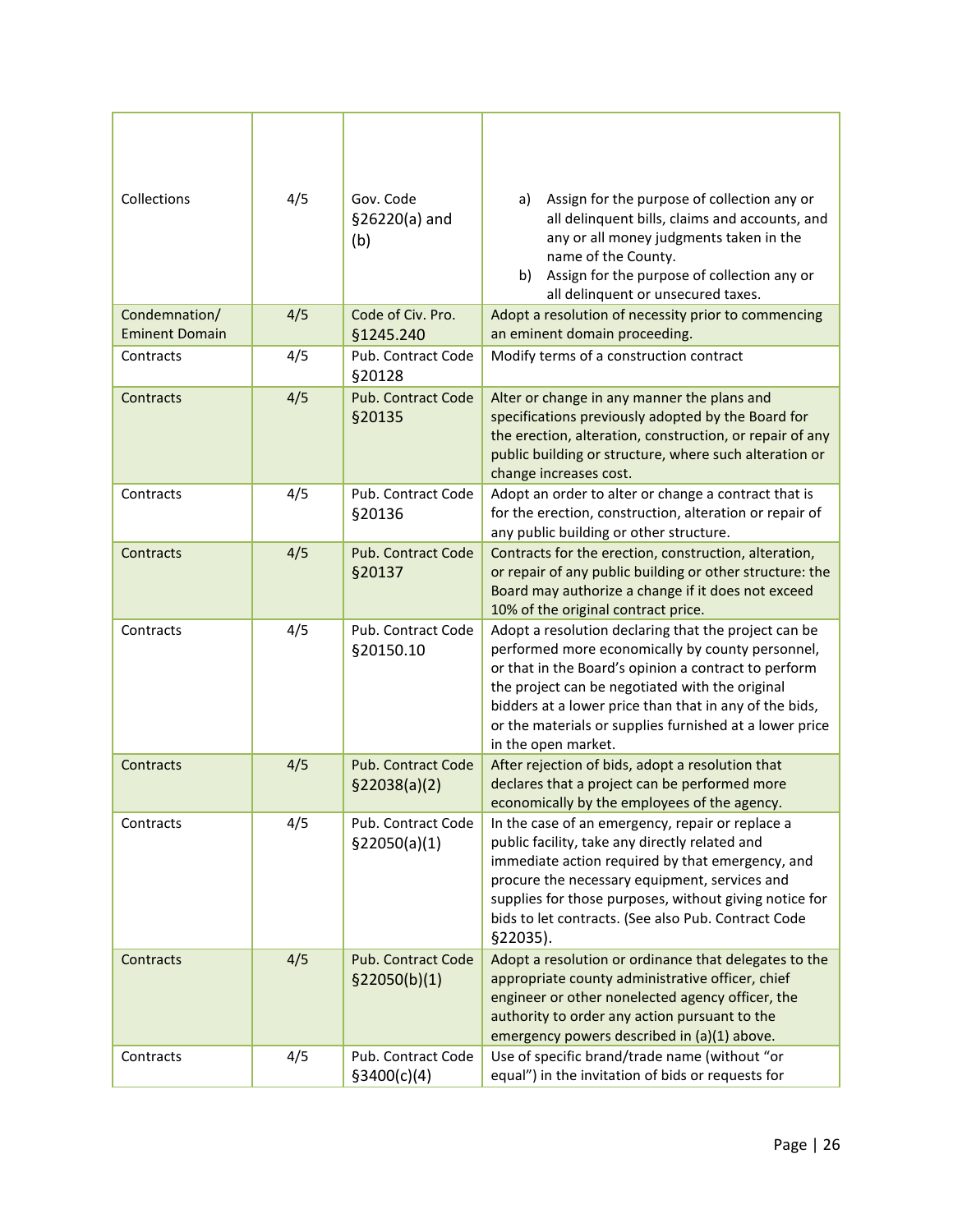| Collections | 4/5 | Gov. Code §26220(a) and (b) | a) Assign for the purpose of collection any or all delinquent bills, claims and accounts, and any or all money judgments taken in the name of the County.<br>b) Assign for the purpose of collection any or all delinquent or unsecured taxes. |
|---|---|---|---|
| Condemnation/ Eminent Domain | 4/5 | Code of Civ. Pro. §1245.240 | Adopt a resolution of necessity prior to commencing an eminent domain proceeding. |
| Contracts | 4/5 | Pub. Contract Code §20128 | Modify terms of a construction contract |
| Contracts | 4/5 | Pub. Contract Code §20135 | Alter or change in any manner the plans and specifications previously adopted by the Board for the erection, alteration, construction, or repair of any public building or structure, where such alteration or change increases cost. |
| Contracts | 4/5 | Pub. Contract Code §20136 | Adopt an order to alter or change a contract that is for the erection, construction, alteration or repair of any public building or other structure. |
| Contracts | 4/5 | Pub. Contract Code §20137 | Contracts for the erection, construction, alteration, or repair of any public building or other structure: the Board may authorize a change if it does not exceed 10% of the original contract price. |
| Contracts | 4/5 | Pub. Contract Code §20150.10 | Adopt a resolution declaring that the project can be performed more economically by county personnel, or that in the Board's opinion a contract to perform the project can be negotiated with the original bidders at a lower price than that in any of the bids, or the materials or supplies furnished at a lower price in the open market. |
| Contracts | 4/5 | Pub. Contract Code §22038(a)(2) | After rejection of bids, adopt a resolution that declares that a project can be performed more economically by the employees of the agency. |
| Contracts | 4/5 | Pub. Contract Code §22050(a)(1) | In the case of an emergency, repair or replace a public facility, take any directly related and immediate action required by that emergency, and procure the necessary equipment, services and supplies for those purposes, without giving notice for bids to let contracts. (See also Pub. Contract Code §22035). |
| Contracts | 4/5 | Pub. Contract Code §22050(b)(1) | Adopt a resolution or ordinance that delegates to the appropriate county administrative officer, chief engineer or other nonelected agency officer, the authority to order any action pursuant to the emergency powers described in (a)(1) above. |
| Contracts | 4/5 | Pub. Contract Code §3400(c)(4) | Use of specific brand/trade name (without "or equal") in the invitation of bids or requests for |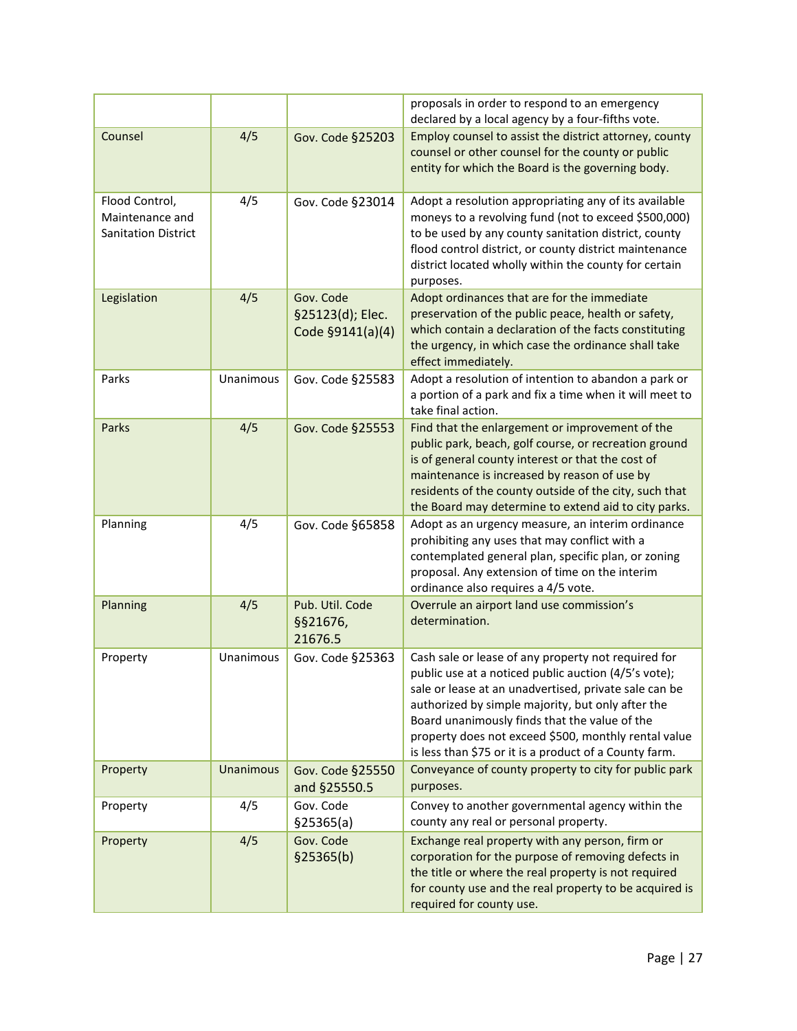| | | | |
|---|---|---|---|
| | | | proposals in order to respond to an emergency declared by a local agency by a four-fifths vote. |
| Counsel | 4/5 | Gov. Code §25203 | Employ counsel to assist the district attorney, county counsel or other counsel for the county or public entity for which the Board is the governing body. |
| Flood Control, Maintenance and Sanitation District | 4/5 | Gov. Code §23014 | Adopt a resolution appropriating any of its available moneys to a revolving fund (not to exceed $500,000) to be used by any county sanitation district, county flood control district, or county district maintenance district located wholly within the county for certain purposes. |
| Legislation | 4/5 | Gov. Code §25123(d); Elec. Code §9141(a)(4) | Adopt ordinances that are for the immediate preservation of the public peace, health or safety, which contain a declaration of the facts constituting the urgency, in which case the ordinance shall take effect immediately. |
| Parks | Unanimous | Gov. Code §25583 | Adopt a resolution of intention to abandon a park or a portion of a park and fix a time when it will meet to take final action. |
| Parks | 4/5 | Gov. Code §25553 | Find that the enlargement or improvement of the public park, beach, golf course, or recreation ground is of general county interest or that the cost of maintenance is increased by reason of use by residents of the county outside of the city, such that the Board may determine to extend aid to city parks. |
| Planning | 4/5 | Gov. Code §65858 | Adopt as an urgency measure, an interim ordinance prohibiting any uses that may conflict with a contemplated general plan, specific plan, or zoning proposal. Any extension of time on the interim ordinance also requires a 4/5 vote. |
| Planning | 4/5 | Pub. Util. Code §§21676, 21676.5 | Overrule an airport land use commission's determination. |
| Property | Unanimous | Gov. Code §25363 | Cash sale or lease of any property not required for public use at a noticed public auction (4/5's vote); sale or lease at an unadvertised, private sale can be authorized by simple majority, but only after the Board unanimously finds that the value of the property does not exceed $500, monthly rental value is less than $75 or it is a product of a County farm. |
| Property | Unanimous | Gov. Code §25550 and §25550.5 | Conveyance of county property to city for public park purposes. |
| Property | 4/5 | Gov. Code §25365(a) | Convey to another governmental agency within the county any real or personal property. |
| Property | 4/5 | Gov. Code §25365(b) | Exchange real property with any person, firm or corporation for the purpose of removing defects in the title or where the real property is not required for county use and the real property to be acquired is required for county use. |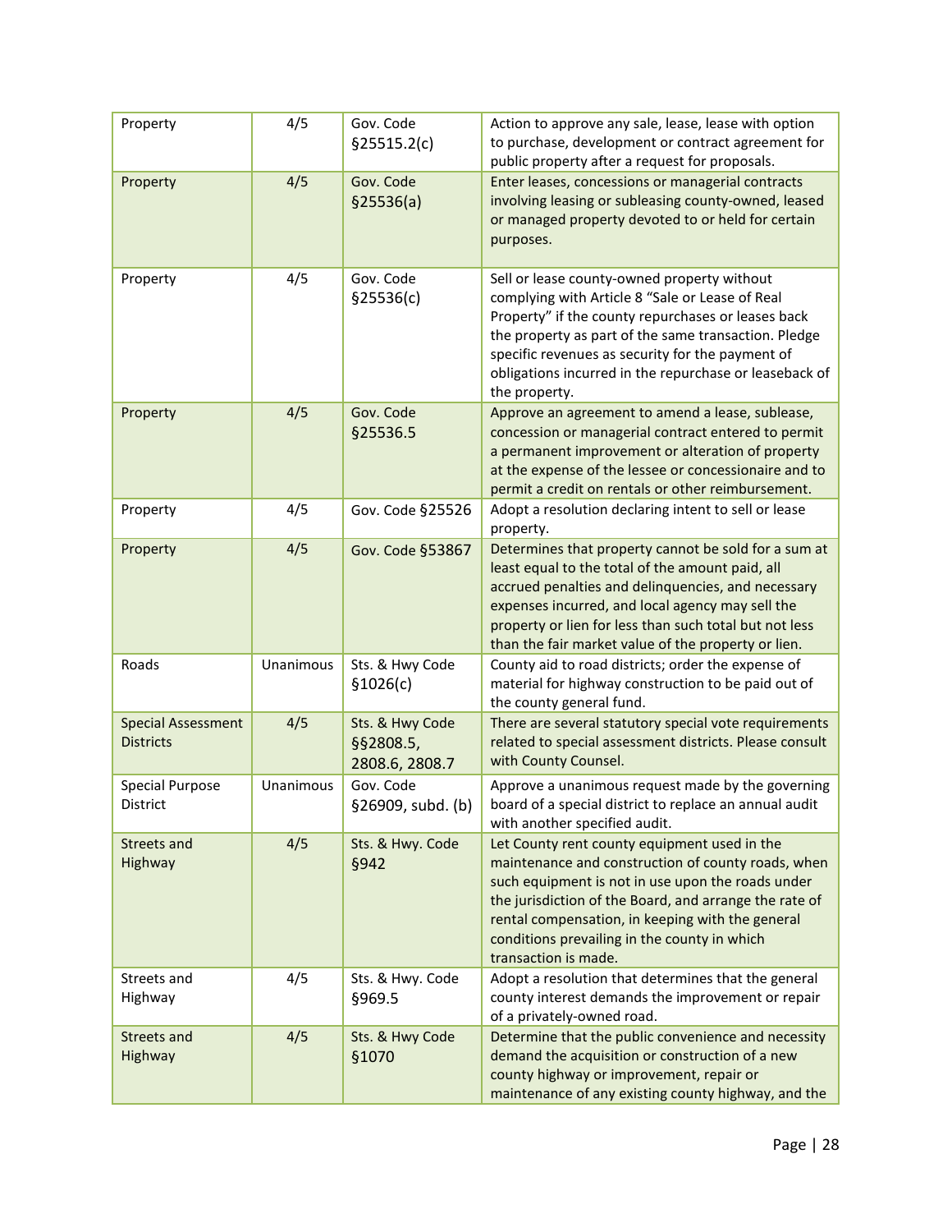| Property | 4/5 | Gov. Code §25515.2(c) | Action to approve any sale, lease, lease with option to purchase, development or contract agreement for public property after a request for proposals. |
|---|---|---|---|
| Property | 4/5 | Gov. Code §25536(a) | Enter leases, concessions or managerial contracts involving leasing or subleasing county-owned, leased or managed property devoted to or held for certain purposes. |
| Property | 4/5 | Gov. Code §25536(c) | Sell or lease county-owned property without complying with Article 8 "Sale or Lease of Real Property" if the county repurchases or leases back the property as part of the same transaction. Pledge specific revenues as security for the payment of obligations incurred in the repurchase or leaseback of the property. |
| Property | 4/5 | Gov. Code §25536.5 | Approve an agreement to amend a lease, sublease, concession or managerial contract entered to permit a permanent improvement or alteration of property at the expense of the lessee or concessionaire and to permit a credit on rentals or other reimbursement. |
| Property | 4/5 | Gov. Code §25526 | Adopt a resolution declaring intent to sell or lease property. |
| Property | 4/5 | Gov. Code §53867 | Determines that property cannot be sold for a sum at least equal to the total of the amount paid, all accrued penalties and delinquencies, and necessary expenses incurred, and local agency may sell the property or lien for less than such total but not less than the fair market value of the property or lien. |
| Roads | Unanimous | Sts. & Hwy Code §1026(c) | County aid to road districts; order the expense of material for highway construction to be paid out of the county general fund. |
| Special Assessment Districts | 4/5 | Sts. & Hwy Code §§2808.5, 2808.6, 2808.7 | There are several statutory special vote requirements related to special assessment districts. Please consult with County Counsel. |
| Special Purpose District | Unanimous | Gov. Code §26909, subd. (b) | Approve a unanimous request made by the governing board of a special district to replace an annual audit with another specified audit. |
| Streets and Highway | 4/5 | Sts. & Hwy. Code §942 | Let County rent county equipment used in the maintenance and construction of county roads, when such equipment is not in use upon the roads under the jurisdiction of the Board, and arrange the rate of rental compensation, in keeping with the general conditions prevailing in the county in which transaction is made. |
| Streets and Highway | 4/5 | Sts. & Hwy. Code §969.5 | Adopt a resolution that determines that the general county interest demands the improvement or repair of a privately-owned road. |
| Streets and Highway | 4/5 | Sts. & Hwy Code §1070 | Determine that the public convenience and necessity demand the acquisition or construction of a new county highway or improvement, repair or maintenance of any existing county highway, and the |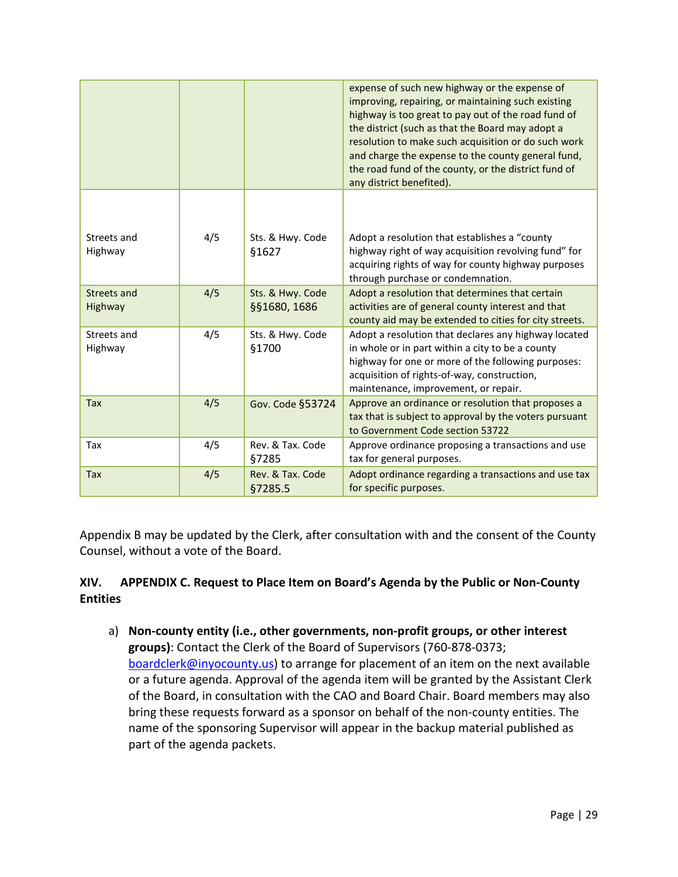| | | | expense of such new highway or the expense of improving, repairing, or maintaining such existing highway is too great to pay out of the road fund of the district (such as that the Board may adopt a resolution to make such acquisition or do such work and charge the expense to the county general fund, the road fund of the county, or the district fund of any district benefited). |
|---|---|---|---|
| Streets and Highway | 4/5 | Sts. & Hwy. Code §1627 | Adopt a resolution that establishes a "county highway right of way acquisition revolving fund" for acquiring rights of way for county highway purposes through purchase or condemnation. |
| Streets and Highway | 4/5 | Sts. & Hwy. Code §§1680, 1686 | Adopt a resolution that determines that certain activities are of general county interest and that county aid may be extended to cities for city streets. |
| Streets and Highway | 4/5 | Sts. & Hwy. Code §1700 | Adopt a resolution that declares any highway located in whole or in part within a city to be a county highway for one or more of the following purposes: acquisition of rights-of-way, construction, maintenance, improvement, or repair. |
| Tax | 4/5 | Gov. Code §53724 | Approve an ordinance or resolution that proposes a tax that is subject to approval by the voters pursuant to Government Code section 53722 |
| Tax | 4/5 | Rev. & Tax. Code §7285 | Approve ordinance proposing a transactions and use tax for general purposes. |
| Tax | 4/5 | Rev. & Tax. Code §7285.5 | Adopt ordinance regarding a transactions and use tax for specific purposes. |

Appendix B may be updated by the Clerk, after consultation with and the consent of the County Counsel, without a vote of the Board.

## XIV. APPENDIX C. Request to Place Item on Board's Agenda by the Public or Non-County Entities

a) **Non-county entity (i.e., other governments, non-profit groups, or other interest groups)**: Contact the Clerk of the Board of Supervisors (760-878-0373; boardclerk@inyocounty.us) to arrange for placement of an item on the next available or a future agenda. Approval of the agenda item will be granted by the Assistant Clerk of the Board, in consultation with the CAO and Board Chair. Board members may also bring these requests forward as a sponsor on behalf of the non-county entities. The name of the sponsoring Supervisor will appear in the backup material published as part of the agenda packets.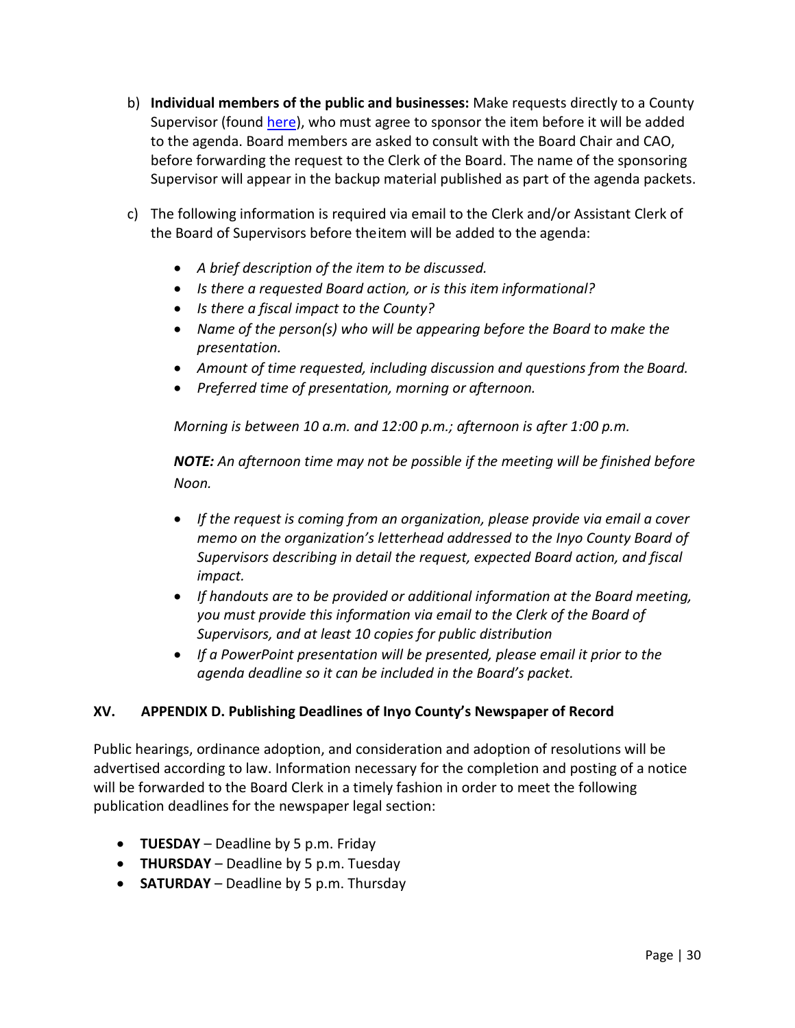b) **Individual members of the public and businesses:** Make requests directly to a County Supervisor (found here), who must agree to sponsor the item before it will be added to the agenda. Board members are asked to consult with the Board Chair and CAO, before forwarding the request to the Clerk of the Board. The name of the sponsoring Supervisor will appear in the backup material published as part of the agenda packets.

c) The following information is required via email to the Clerk and/or Assistant Clerk of the Board of Supervisors before theitem will be added to the agenda:

- *A brief description of the item to be discussed.*
- *Is there a requested Board action, or is this item informational?*
- *Is there a fiscal impact to the County?*
- *Name of the person(s) who will be appearing before the Board to make the presentation.*
- *Amount of time requested, including discussion and questions from the Board.*
- *Preferred time of presentation, morning or afternoon.*

*Morning is between 10 a.m. and 12:00 p.m.; afternoon is after 1:00 p.m.*

***NOTE:*** *An afternoon time may not be possible if the meeting will be finished before Noon.*

- *If the request is coming from an organization, please provide via email a cover memo on the organization's letterhead addressed to the Inyo County Board of Supervisors describing in detail the request, expected Board action, and fiscal impact.*
- *If handouts are to be provided or additional information at the Board meeting, you must provide this information via email to the Clerk of the Board of Supervisors, and at least 10 copies for public distribution*
- *If a PowerPoint presentation will be presented, please email it prior to the agenda deadline so it can be included in the Board's packet.*

## XV. APPENDIX D. Publishing Deadlines of Inyo County's Newspaper of Record

Public hearings, ordinance adoption, and consideration and adoption of resolutions will be advertised according to law. Information necessary for the completion and posting of a notice will be forwarded to the Board Clerk in a timely fashion in order to meet the following publication deadlines for the newspaper legal section:

- **TUESDAY** – Deadline by 5 p.m. Friday
- **THURSDAY** – Deadline by 5 p.m. Tuesday
- **SATURDAY** – Deadline by 5 p.m. Thursday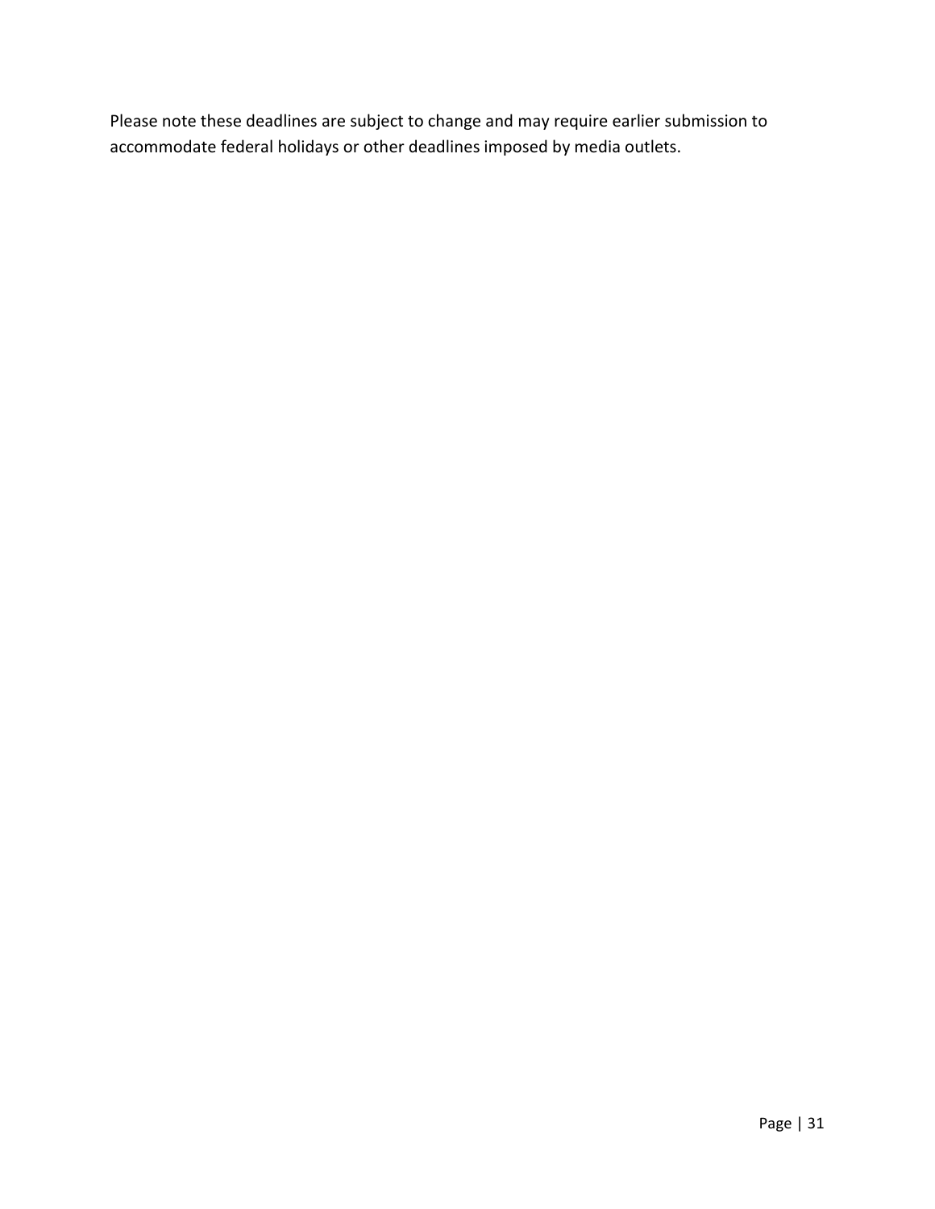Please note these deadlines are subject to change and may require earlier submission to accommodate federal holidays or other deadlines imposed by media outlets.